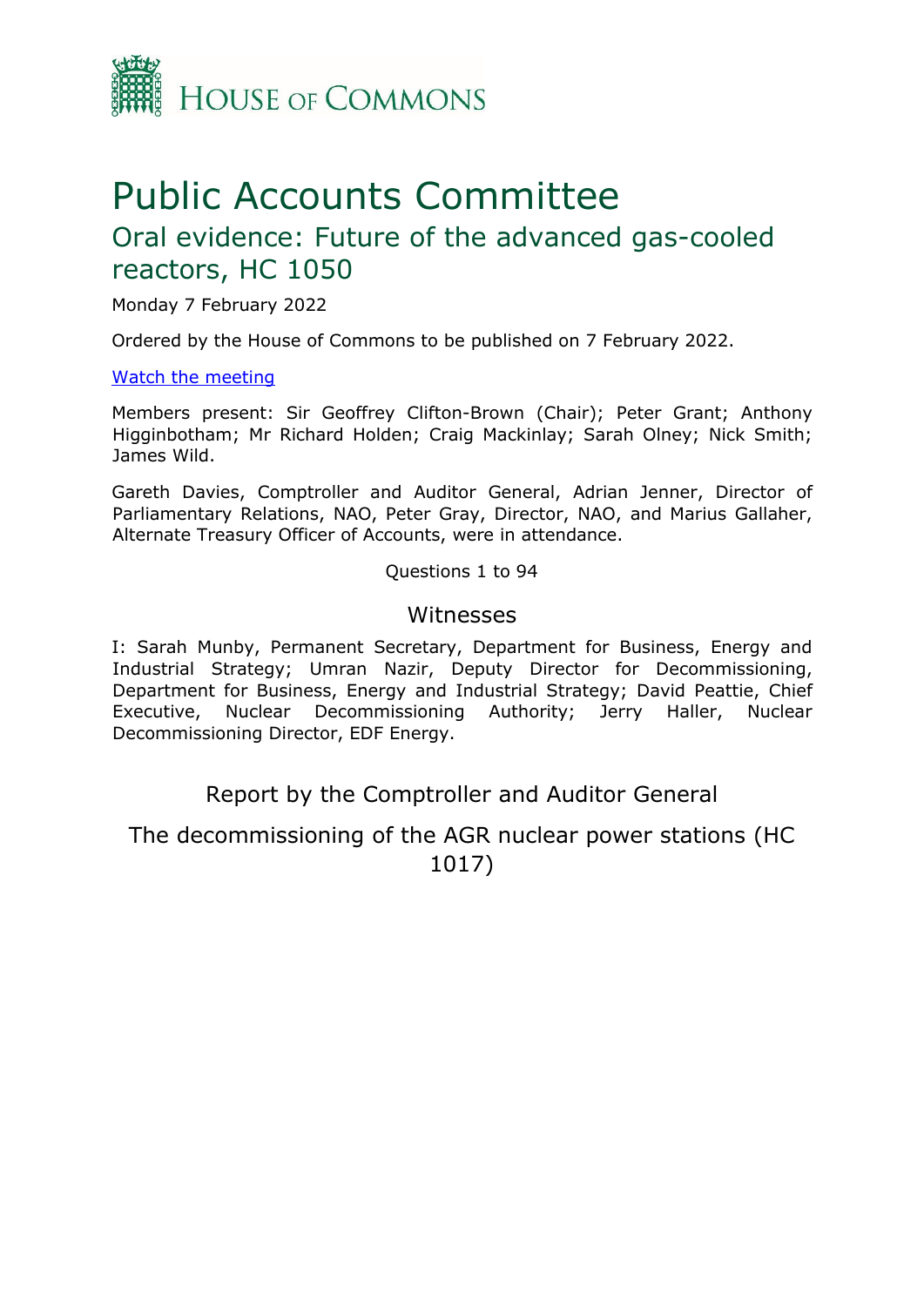HOUSE OF COMMONS

# Public Accounts Committee

## Oral evidence: Future of the advanced gas-cooled reactors, HC 1050

Monday 7 February 2022

Ordered by the House of Commons to be published on 7 February 2022.

[Watch the meeting]

Members present: Sir Geoffrey Clifton-Brown (Chair); Peter Grant; Anthony Higginbotham; Mr Richard Holden; Craig Mackinlay; Sarah Olney; Nick Smith; James Wild.

Gareth Davies, Comptroller and Auditor General, Adrian Jenner, Director of Parliamentary Relations, NAO, Peter Gray, Director, NAO, and Marius Gallaher, Alternate Treasury Officer of Accounts, were in attendance.

Questions 1 to 94

### Witnesses

I: Sarah Munby, Permanent Secretary, Department for Business, Energy and Industrial Strategy; Umran Nazir, Deputy Director for Decommissioning, Department for Business, Energy and Industrial Strategy; David Peattie, Chief Executive, Nuclear Decommissioning Authority; Jerry Haller, Nuclear Decommissioning Director, EDF Energy.

### Report by the Comptroller and Auditor General

The decommissioning of the AGR nuclear power stations (HC 1017)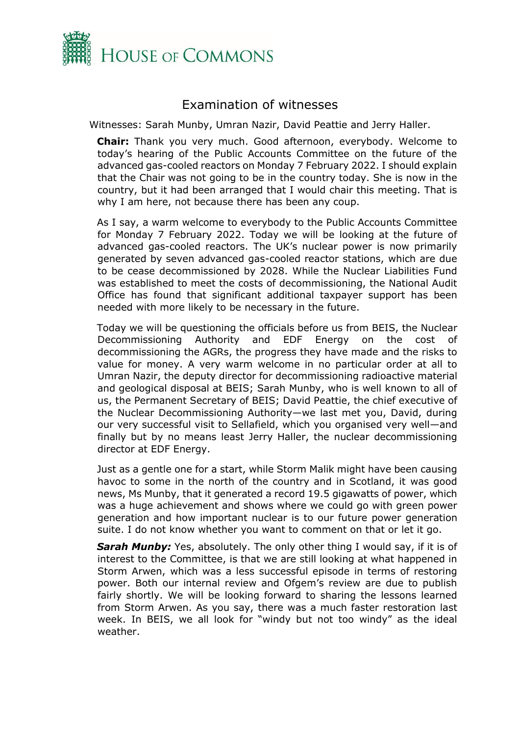## Examination of witnesses

Witnesses: Sarah Munby, Umran Nazir, David Peattie and Jerry Haller.

**Chair:** Thank you very much. Good afternoon, everybody. Welcome to today's hearing of the Public Accounts Committee on the future of the advanced gas-cooled reactors on Monday 7 February 2022. I should explain that the Chair was not going to be in the country today. She is now in the country, but it had been arranged that I would chair this meeting. That is why I am here, not because there has been any coup.

As I say, a warm welcome to everybody to the Public Accounts Committee for Monday 7 February 2022. Today we will be looking at the future of advanced gas-cooled reactors. The UK's nuclear power is now primarily generated by seven advanced gas-cooled reactor stations, which are due to be cease decommissioned by 2028. While the Nuclear Liabilities Fund was established to meet the costs of decommissioning, the National Audit Office has found that significant additional taxpayer support has been needed with more likely to be necessary in the future.

Today we will be questioning the officials before us from BEIS, the Nuclear Decommissioning Authority and EDF Energy on the cost of decommissioning the AGRs, the progress they have made and the risks to value for money. A very warm welcome in no particular order at all to Umran Nazir, the deputy director for decommissioning radioactive material and geological disposal at BEIS; Sarah Munby, who is well known to all of us, the Permanent Secretary of BEIS; David Peattie, the chief executive of the Nuclear Decommissioning Authority—we last met you, David, during our very successful visit to Sellafield, which you organised very well—and finally but by no means least Jerry Haller, the nuclear decommissioning director at EDF Energy.

Just as a gentle one for a start, while Storm Malik might have been causing havoc to some in the north of the country and in Scotland, it was good news, Ms Munby, that it generated a record 19.5 gigawatts of power, which was a huge achievement and shows where we could go with green power generation and how important nuclear is to our future power generation suite. I do not know whether you want to comment on that or let it go.

***Sarah Munby:*** Yes, absolutely. The only other thing I would say, if it is of interest to the Committee, is that we are still looking at what happened in Storm Arwen, which was a less successful episode in terms of restoring power. Both our internal review and Ofgem's review are due to publish fairly shortly. We will be looking forward to sharing the lessons learned from Storm Arwen. As you say, there was a much faster restoration last week. In BEIS, we all look for "windy but not too windy" as the ideal weather.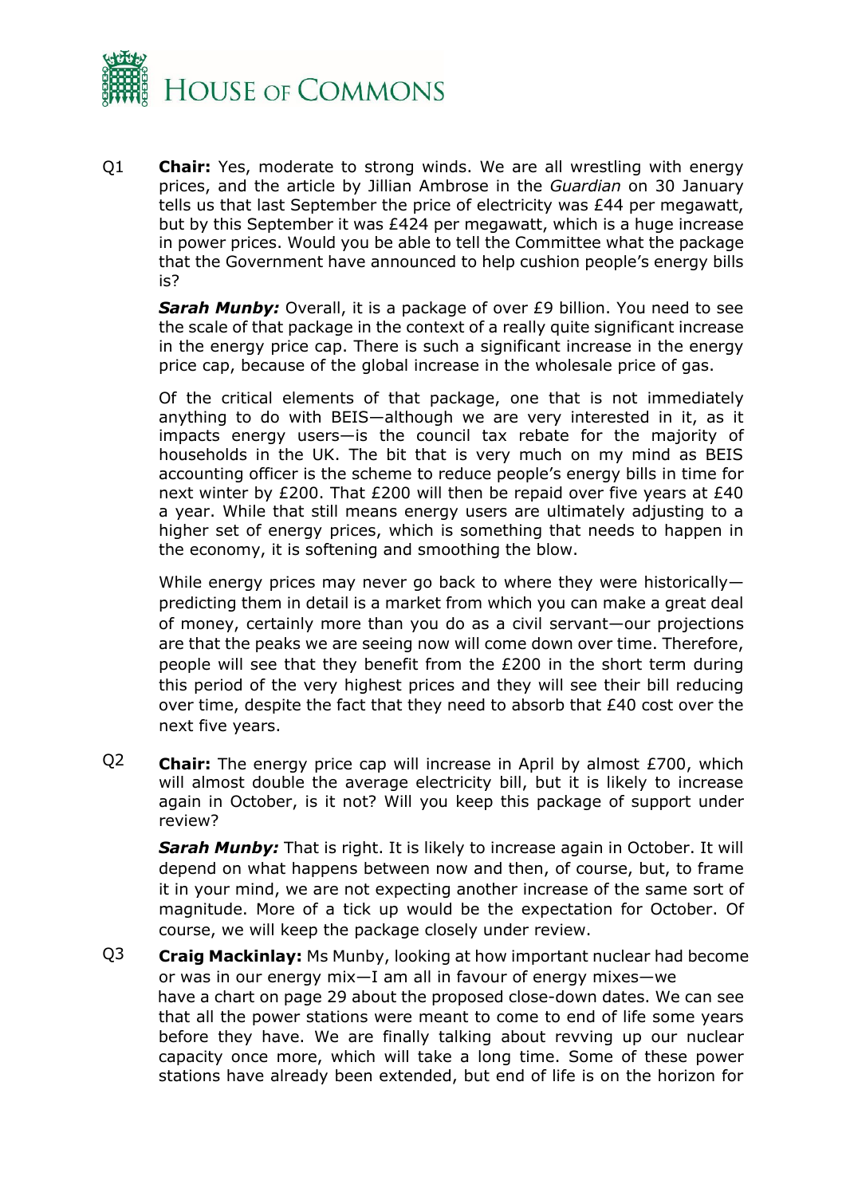Q1 **Chair:** Yes, moderate to strong winds. We are all wrestling with energy prices, and the article by Jillian Ambrose in the *Guardian* on 30 January tells us that last September the price of electricity was £44 per megawatt, but by this September it was £424 per megawatt, which is a huge increase in power prices. Would you be able to tell the Committee what the package that the Government have announced to help cushion people's energy bills is?

***Sarah Munby:*** Overall, it is a package of over £9 billion. You need to see the scale of that package in the context of a really quite significant increase in the energy price cap. There is such a significant increase in the energy price cap, because of the global increase in the wholesale price of gas.

Of the critical elements of that package, one that is not immediately anything to do with BEIS—although we are very interested in it, as it impacts energy users—is the council tax rebate for the majority of households in the UK. The bit that is very much on my mind as BEIS accounting officer is the scheme to reduce people's energy bills in time for next winter by £200. That £200 will then be repaid over five years at £40 a year. While that still means energy users are ultimately adjusting to a higher set of energy prices, which is something that needs to happen in the economy, it is softening and smoothing the blow.

While energy prices may never go back to where they were historically—predicting them in detail is a market from which you can make a great deal of money, certainly more than you do as a civil servant—our projections are that the peaks we are seeing now will come down over time. Therefore, people will see that they benefit from the £200 in the short term during this period of the very highest prices and they will see their bill reducing over time, despite the fact that they need to absorb that £40 cost over the next five years.

Q2 **Chair:** The energy price cap will increase in April by almost £700, which will almost double the average electricity bill, but it is likely to increase again in October, is it not? Will you keep this package of support under review?

***Sarah Munby:*** That is right. It is likely to increase again in October. It will depend on what happens between now and then, of course, but, to frame it in your mind, we are not expecting another increase of the same sort of magnitude. More of a tick up would be the expectation for October. Of course, we will keep the package closely under review.

Q3 **Craig Mackinlay:** Ms Munby, looking at how important nuclear had become or was in our energy mix—I am all in favour of energy mixes—we have a chart on page 29 about the proposed close-down dates. We can see that all the power stations were meant to come to end of life some years before they have. We are finally talking about revving up our nuclear capacity once more, which will take a long time. Some of these power stations have already been extended, but end of life is on the horizon for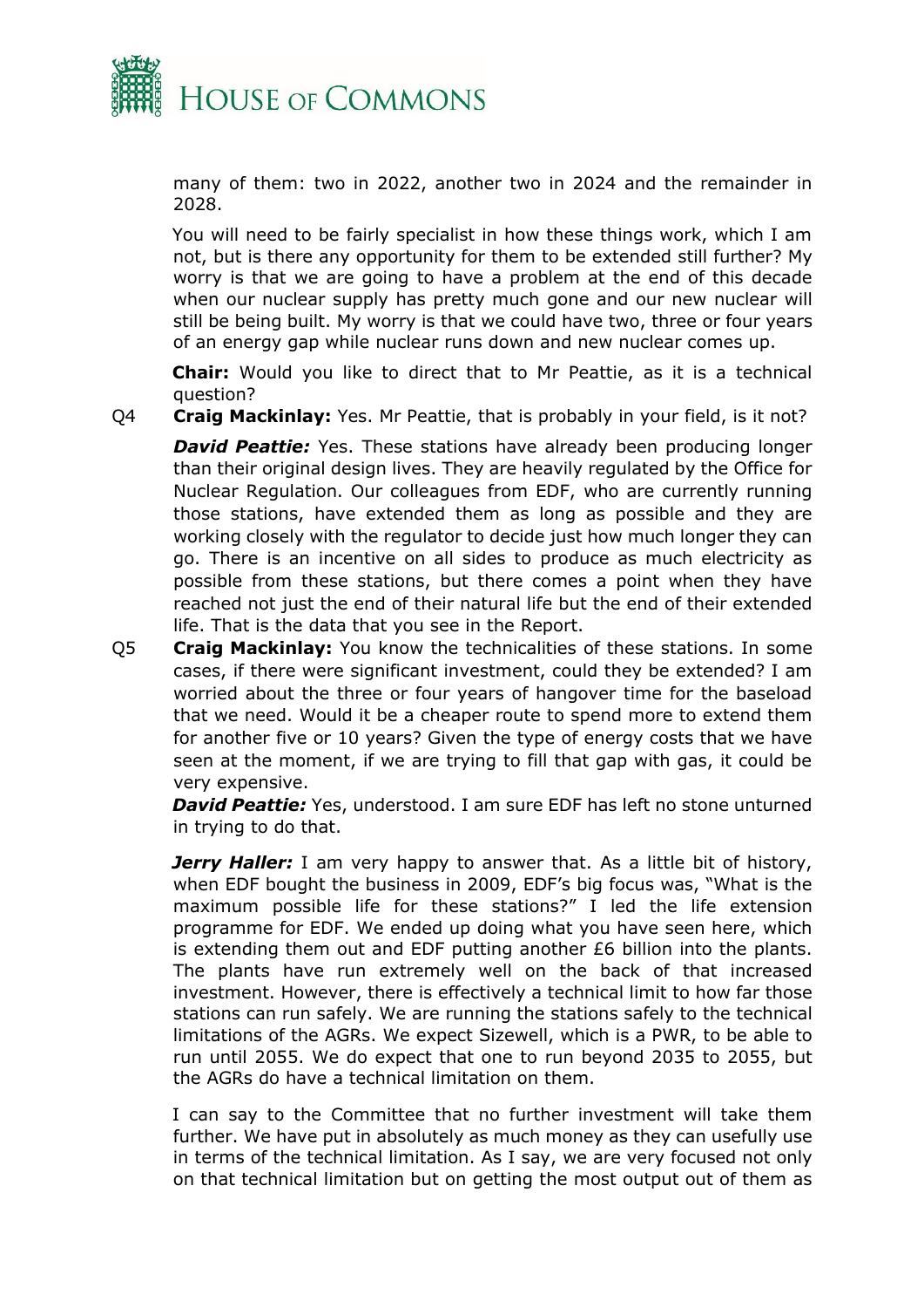many of them: two in 2022, another two in 2024 and the remainder in 2028.

You will need to be fairly specialist in how these things work, which I am not, but is there any opportunity for them to be extended still further? My worry is that we are going to have a problem at the end of this decade when our nuclear supply has pretty much gone and our new nuclear will still be being built. My worry is that we could have two, three or four years of an energy gap while nuclear runs down and new nuclear comes up.

**Chair:** Would you like to direct that to Mr Peattie, as it is a technical question?

Q4 **Craig Mackinlay:** Yes. Mr Peattie, that is probably in your field, is it not?

***David Peattie:*** Yes. These stations have already been producing longer than their original design lives. They are heavily regulated by the Office for Nuclear Regulation. Our colleagues from EDF, who are currently running those stations, have extended them as long as possible and they are working closely with the regulator to decide just how much longer they can go. There is an incentive on all sides to produce as much electricity as possible from these stations, but there comes a point when they have reached not just the end of their natural life but the end of their extended life. That is the data that you see in the Report.

Q5 **Craig Mackinlay:** You know the technicalities of these stations. In some cases, if there were significant investment, could they be extended? I am worried about the three or four years of hangover time for the baseload that we need. Would it be a cheaper route to spend more to extend them for another five or 10 years? Given the type of energy costs that we have seen at the moment, if we are trying to fill that gap with gas, it could be very expensive.

***David Peattie:*** Yes, understood. I am sure EDF has left no stone unturned in trying to do that.

***Jerry Haller:*** I am very happy to answer that. As a little bit of history, when EDF bought the business in 2009, EDF's big focus was, "What is the maximum possible life for these stations?" I led the life extension programme for EDF. We ended up doing what you have seen here, which is extending them out and EDF putting another £6 billion into the plants. The plants have run extremely well on the back of that increased investment. However, there is effectively a technical limit to how far those stations can run safely. We are running the stations safely to the technical limitations of the AGRs. We expect Sizewell, which is a PWR, to be able to run until 2055. We do expect that one to run beyond 2035 to 2055, but the AGRs do have a technical limitation on them.

I can say to the Committee that no further investment will take them further. We have put in absolutely as much money as they can usefully use in terms of the technical limitation. As I say, we are very focused not only on that technical limitation but on getting the most output out of them as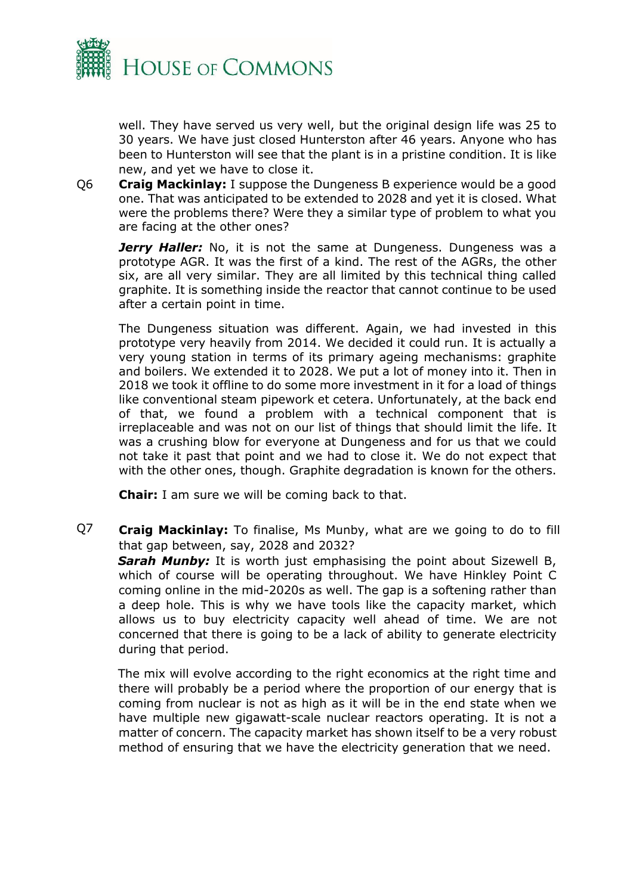well. They have served us very well, but the original design life was 25 to 30 years. We have just closed Hunterston after 46 years. Anyone who has been to Hunterston will see that the plant is in a pristine condition. It is like new, and yet we have to close it.

Q6 **Craig Mackinlay:** I suppose the Dungeness B experience would be a good one. That was anticipated to be extended to 2028 and yet it is closed. What were the problems there? Were they a similar type of problem to what you are facing at the other ones?

***Jerry Haller:*** No, it is not the same at Dungeness. Dungeness was a prototype AGR. It was the first of a kind. The rest of the AGRs, the other six, are all very similar. They are all limited by this technical thing called graphite. It is something inside the reactor that cannot continue to be used after a certain point in time.

The Dungeness situation was different. Again, we had invested in this prototype very heavily from 2014. We decided it could run. It is actually a very young station in terms of its primary ageing mechanisms: graphite and boilers. We extended it to 2028. We put a lot of money into it. Then in 2018 we took it offline to do some more investment in it for a load of things like conventional steam pipework et cetera. Unfortunately, at the back end of that, we found a problem with a technical component that is irreplaceable and was not on our list of things that should limit the life. It was a crushing blow for everyone at Dungeness and for us that we could not take it past that point and we had to close it. We do not expect that with the other ones, though. Graphite degradation is known for the others.

**Chair:** I am sure we will be coming back to that.

Q7 **Craig Mackinlay:** To finalise, Ms Munby, what are we going to do to fill that gap between, say, 2028 and 2032?

***Sarah Munby:*** It is worth just emphasising the point about Sizewell B, which of course will be operating throughout. We have Hinkley Point C coming online in the mid-2020s as well. The gap is a softening rather than a deep hole. This is why we have tools like the capacity market, which allows us to buy electricity capacity well ahead of time. We are not concerned that there is going to be a lack of ability to generate electricity during that period.

The mix will evolve according to the right economics at the right time and there will probably be a period where the proportion of our energy that is coming from nuclear is not as high as it will be in the end state when we have multiple new gigawatt-scale nuclear reactors operating. It is not a matter of concern. The capacity market has shown itself to be a very robust method of ensuring that we have the electricity generation that we need.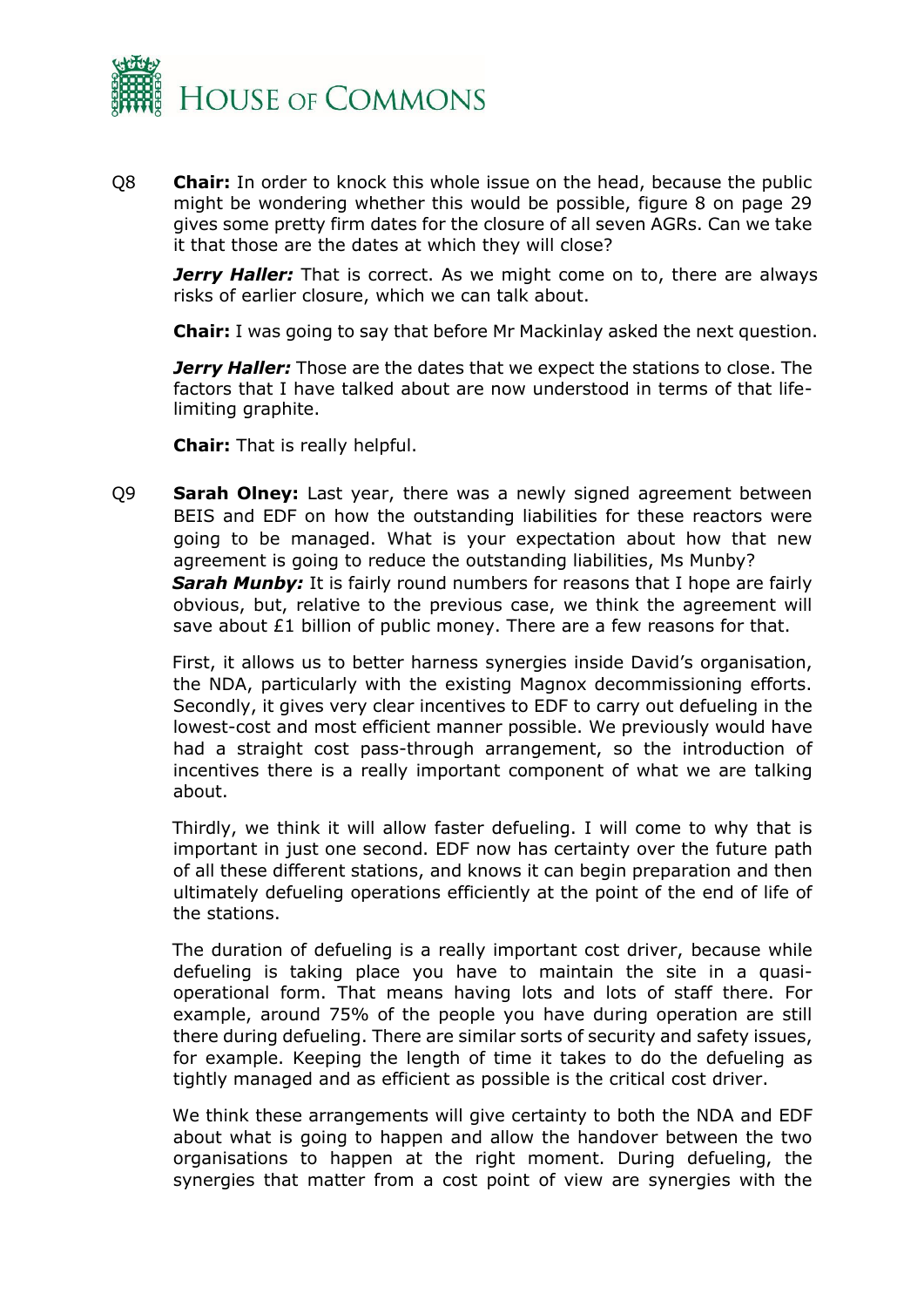Q8 **Chair:** In order to knock this whole issue on the head, because the public might be wondering whether this would be possible, figure 8 on page 29 gives some pretty firm dates for the closure of all seven AGRs. Can we take it that those are the dates at which they will close?

***Jerry Haller:*** That is correct. As we might come on to, there are always risks of earlier closure, which we can talk about.

**Chair:** I was going to say that before Mr Mackinlay asked the next question.

***Jerry Haller:*** Those are the dates that we expect the stations to close. The factors that I have talked about are now understood in terms of that life-limiting graphite.

**Chair:** That is really helpful.

Q9 **Sarah Olney:** Last year, there was a newly signed agreement between BEIS and EDF on how the outstanding liabilities for these reactors were going to be managed. What is your expectation about how that new agreement is going to reduce the outstanding liabilities, Ms Munby?

***Sarah Munby:*** It is fairly round numbers for reasons that I hope are fairly obvious, but, relative to the previous case, we think the agreement will save about £1 billion of public money. There are a few reasons for that.

First, it allows us to better harness synergies inside David's organisation, the NDA, particularly with the existing Magnox decommissioning efforts. Secondly, it gives very clear incentives to EDF to carry out defueling in the lowest-cost and most efficient manner possible. We previously would have had a straight cost pass-through arrangement, so the introduction of incentives there is a really important component of what we are talking about.

Thirdly, we think it will allow faster defueling. I will come to why that is important in just one second. EDF now has certainty over the future path of all these different stations, and knows it can begin preparation and then ultimately defueling operations efficiently at the point of the end of life of the stations.

The duration of defueling is a really important cost driver, because while defueling is taking place you have to maintain the site in a quasi-operational form. That means having lots and lots of staff there. For example, around 75% of the people you have during operation are still there during defueling. There are similar sorts of security and safety issues, for example. Keeping the length of time it takes to do the defueling as tightly managed and as efficient as possible is the critical cost driver.

We think these arrangements will give certainty to both the NDA and EDF about what is going to happen and allow the handover between the two organisations to happen at the right moment. During defueling, the synergies that matter from a cost point of view are synergies with the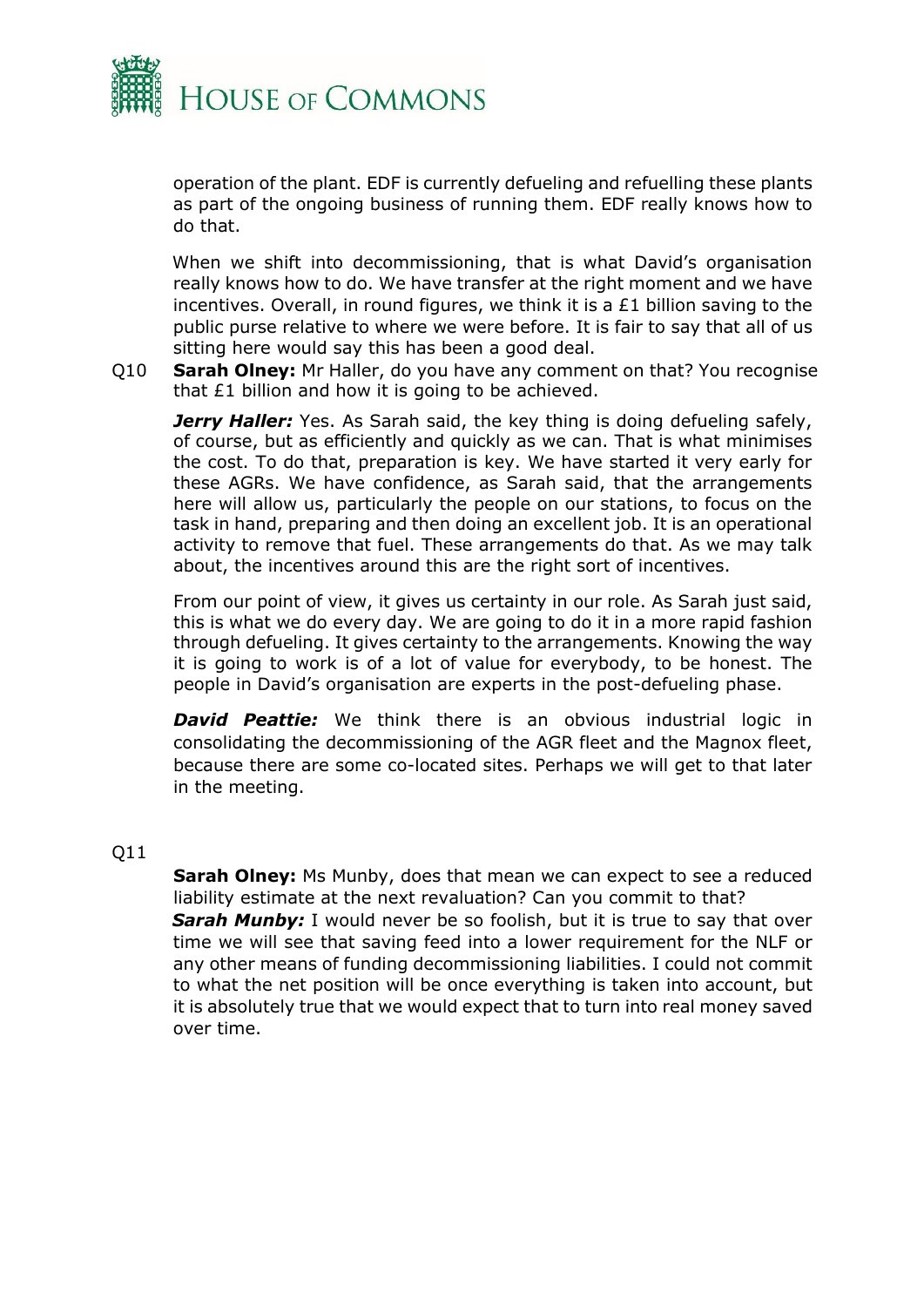operation of the plant. EDF is currently defueling and refuelling these plants as part of the ongoing business of running them. EDF really knows how to do that.

When we shift into decommissioning, that is what David's organisation really knows how to do. We have transfer at the right moment and we have incentives. Overall, in round figures, we think it is a £1 billion saving to the public purse relative to where we were before. It is fair to say that all of us sitting here would say this has been a good deal.

Q10 **Sarah Olney:** Mr Haller, do you have any comment on that? You recognise that £1 billion and how it is going to be achieved.

***Jerry Haller:*** Yes. As Sarah said, the key thing is doing defueling safely, of course, but as efficiently and quickly as we can. That is what minimises the cost. To do that, preparation is key. We have started it very early for these AGRs. We have confidence, as Sarah said, that the arrangements here will allow us, particularly the people on our stations, to focus on the task in hand, preparing and then doing an excellent job. It is an operational activity to remove that fuel. These arrangements do that. As we may talk about, the incentives around this are the right sort of incentives.

From our point of view, it gives us certainty in our role. As Sarah just said, this is what we do every day. We are going to do it in a more rapid fashion through defueling. It gives certainty to the arrangements. Knowing the way it is going to work is of a lot of value for everybody, to be honest. The people in David's organisation are experts in the post-defueling phase.

***David Peattie:*** We think there is an obvious industrial logic in consolidating the decommissioning of the AGR fleet and the Magnox fleet, because there are some co-located sites. Perhaps we will get to that later in the meeting.

Q11

**Sarah Olney:** Ms Munby, does that mean we can expect to see a reduced liability estimate at the next revaluation? Can you commit to that?

***Sarah Munby:*** I would never be so foolish, but it is true to say that over time we will see that saving feed into a lower requirement for the NLF or any other means of funding decommissioning liabilities. I could not commit to what the net position will be once everything is taken into account, but it is absolutely true that we would expect that to turn into real money saved over time.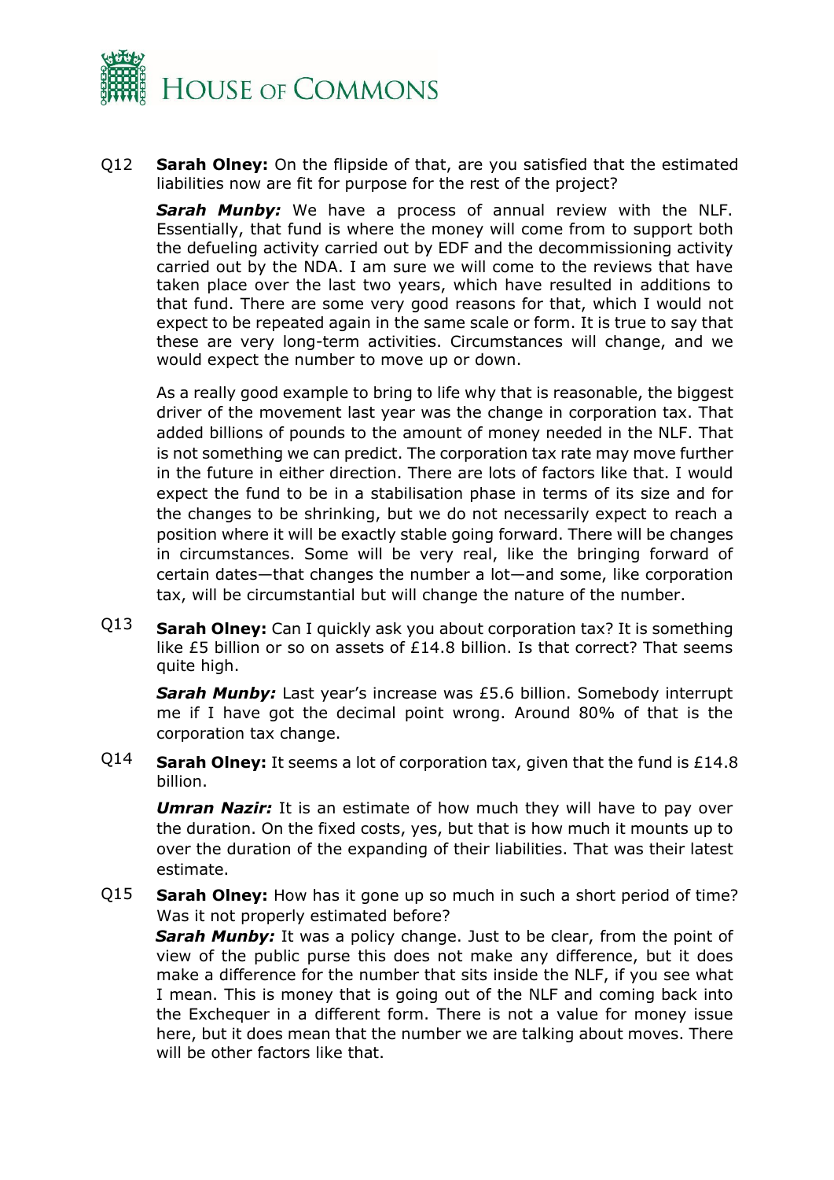Q12 **Sarah Olney:** On the flipside of that, are you satisfied that the estimated liabilities now are fit for purpose for the rest of the project?

***Sarah Munby:*** We have a process of annual review with the NLF. Essentially, that fund is where the money will come from to support both the defueling activity carried out by EDF and the decommissioning activity carried out by the NDA. I am sure we will come to the reviews that have taken place over the last two years, which have resulted in additions to that fund. There are some very good reasons for that, which I would not expect to be repeated again in the same scale or form. It is true to say that these are very long-term activities. Circumstances will change, and we would expect the number to move up or down.

As a really good example to bring to life why that is reasonable, the biggest driver of the movement last year was the change in corporation tax. That added billions of pounds to the amount of money needed in the NLF. That is not something we can predict. The corporation tax rate may move further in the future in either direction. There are lots of factors like that. I would expect the fund to be in a stabilisation phase in terms of its size and for the changes to be shrinking, but we do not necessarily expect to reach a position where it will be exactly stable going forward. There will be changes in circumstances. Some will be very real, like the bringing forward of certain dates—that changes the number a lot—and some, like corporation tax, will be circumstantial but will change the nature of the number.

Q13 **Sarah Olney:** Can I quickly ask you about corporation tax? It is something like £5 billion or so on assets of £14.8 billion. Is that correct? That seems quite high.

***Sarah Munby:*** Last year's increase was £5.6 billion. Somebody interrupt me if I have got the decimal point wrong. Around 80% of that is the corporation tax change.

Q14 **Sarah Olney:** It seems a lot of corporation tax, given that the fund is £14.8 billion.

***Umran Nazir:*** It is an estimate of how much they will have to pay over the duration. On the fixed costs, yes, but that is how much it mounts up to over the duration of the expanding of their liabilities. That was their latest estimate.

Q15 **Sarah Olney:** How has it gone up so much in such a short period of time? Was it not properly estimated before?

***Sarah Munby:*** It was a policy change. Just to be clear, from the point of view of the public purse this does not make any difference, but it does make a difference for the number that sits inside the NLF, if you see what I mean. This is money that is going out of the NLF and coming back into the Exchequer in a different form. There is not a value for money issue here, but it does mean that the number we are talking about moves. There will be other factors like that.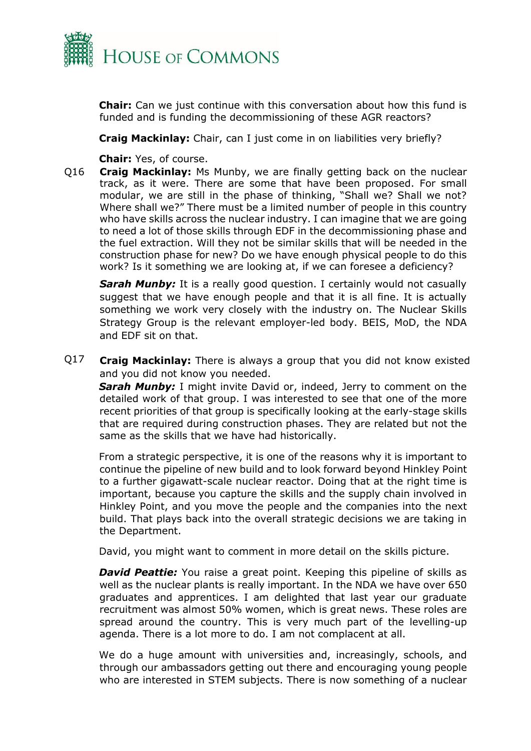**Chair:** Can we just continue with this conversation about how this fund is funded and is funding the decommissioning of these AGR reactors?

**Craig Mackinlay:** Chair, can I just come in on liabilities very briefly?

**Chair:** Yes, of course.

Q16 **Craig Mackinlay:** Ms Munby, we are finally getting back on the nuclear track, as it were. There are some that have been proposed. For small modular, we are still in the phase of thinking, "Shall we? Shall we not? Where shall we?" There must be a limited number of people in this country who have skills across the nuclear industry. I can imagine that we are going to need a lot of those skills through EDF in the decommissioning phase and the fuel extraction. Will they not be similar skills that will be needed in the construction phase for new? Do we have enough physical people to do this work? Is it something we are looking at, if we can foresee a deficiency?

***Sarah Munby:*** It is a really good question. I certainly would not casually suggest that we have enough people and that it is all fine. It is actually something we work very closely with the industry on. The Nuclear Skills Strategy Group is the relevant employer-led body. BEIS, MoD, the NDA and EDF sit on that.

Q17 **Craig Mackinlay:** There is always a group that you did not know existed and you did not know you needed.

***Sarah Munby:*** I might invite David or, indeed, Jerry to comment on the detailed work of that group. I was interested to see that one of the more recent priorities of that group is specifically looking at the early-stage skills that are required during construction phases. They are related but not the same as the skills that we have had historically.

From a strategic perspective, it is one of the reasons why it is important to continue the pipeline of new build and to look forward beyond Hinkley Point to a further gigawatt-scale nuclear reactor. Doing that at the right time is important, because you capture the skills and the supply chain involved in Hinkley Point, and you move the people and the companies into the next build. That plays back into the overall strategic decisions we are taking in the Department.

David, you might want to comment in more detail on the skills picture.

***David Peattie:*** You raise a great point. Keeping this pipeline of skills as well as the nuclear plants is really important. In the NDA we have over 650 graduates and apprentices. I am delighted that last year our graduate recruitment was almost 50% women, which is great news. These roles are spread around the country. This is very much part of the levelling-up agenda. There is a lot more to do. I am not complacent at all.

We do a huge amount with universities and, increasingly, schools, and through our ambassadors getting out there and encouraging young people who are interested in STEM subjects. There is now something of a nuclear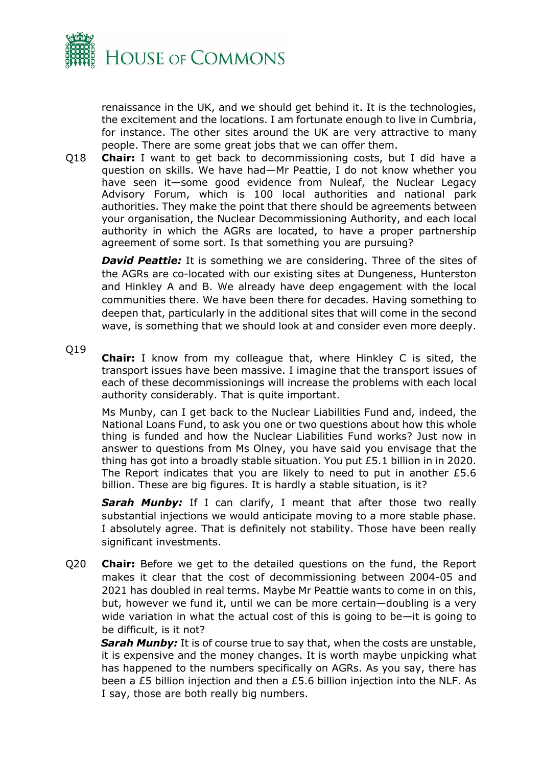renaissance in the UK, and we should get behind it. It is the technologies, the excitement and the locations. I am fortunate enough to live in Cumbria, for instance. The other sites around the UK are very attractive to many people. There are some great jobs that we can offer them.

Q18 **Chair:** I want to get back to decommissioning costs, but I did have a question on skills. We have had—Mr Peattie, I do not know whether you have seen it—some good evidence from Nuleaf, the Nuclear Legacy Advisory Forum, which is 100 local authorities and national park authorities. They make the point that there should be agreements between your organisation, the Nuclear Decommissioning Authority, and each local authority in which the AGRs are located, to have a proper partnership agreement of some sort. Is that something you are pursuing?

***David Peattie:*** It is something we are considering. Three of the sites of the AGRs are co-located with our existing sites at Dungeness, Hunterston and Hinkley A and B. We already have deep engagement with the local communities there. We have been there for decades. Having something to deepen that, particularly in the additional sites that will come in the second wave, is something that we should look at and consider even more deeply.

Q19 **Chair:** I know from my colleague that, where Hinkley C is sited, the transport issues have been massive. I imagine that the transport issues of each of these decommissionings will increase the problems with each local authority considerably. That is quite important.

Ms Munby, can I get back to the Nuclear Liabilities Fund and, indeed, the National Loans Fund, to ask you one or two questions about how this whole thing is funded and how the Nuclear Liabilities Fund works? Just now in answer to questions from Ms Olney, you have said you envisage that the thing has got into a broadly stable situation. You put £5.1 billion in in 2020. The Report indicates that you are likely to need to put in another £5.6 billion. These are big figures. It is hardly a stable situation, is it?

***Sarah Munby:*** If I can clarify, I meant that after those two really substantial injections we would anticipate moving to a more stable phase. I absolutely agree. That is definitely not stability. Those have been really significant investments.

Q20 **Chair:** Before we get to the detailed questions on the fund, the Report makes it clear that the cost of decommissioning between 2004-05 and 2021 has doubled in real terms. Maybe Mr Peattie wants to come in on this, but, however we fund it, until we can be more certain—doubling is a very wide variation in what the actual cost of this is going to be—it is going to be difficult, is it not?

***Sarah Munby:*** It is of course true to say that, when the costs are unstable, it is expensive and the money changes. It is worth maybe unpicking what has happened to the numbers specifically on AGRs. As you say, there has been a £5 billion injection and then a £5.6 billion injection into the NLF. As I say, those are both really big numbers.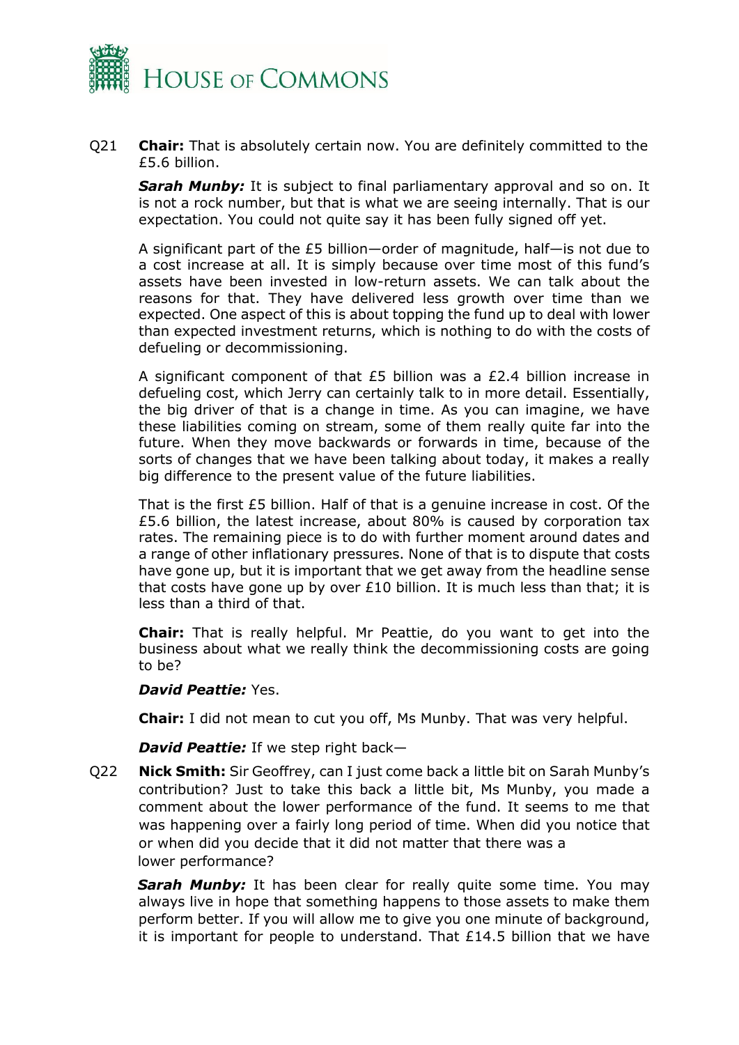Q21 **Chair:** That is absolutely certain now. You are definitely committed to the £5.6 billion.

***Sarah Munby:*** It is subject to final parliamentary approval and so on. It is not a rock number, but that is what we are seeing internally. That is our expectation. You could not quite say it has been fully signed off yet.

A significant part of the £5 billion—order of magnitude, half—is not due to a cost increase at all. It is simply because over time most of this fund's assets have been invested in low-return assets. We can talk about the reasons for that. They have delivered less growth over time than we expected. One aspect of this is about topping the fund up to deal with lower than expected investment returns, which is nothing to do with the costs of defueling or decommissioning.

A significant component of that £5 billion was a £2.4 billion increase in defueling cost, which Jerry can certainly talk to in more detail. Essentially, the big driver of that is a change in time. As you can imagine, we have these liabilities coming on stream, some of them really quite far into the future. When they move backwards or forwards in time, because of the sorts of changes that we have been talking about today, it makes a really big difference to the present value of the future liabilities.

That is the first £5 billion. Half of that is a genuine increase in cost. Of the £5.6 billion, the latest increase, about 80% is caused by corporation tax rates. The remaining piece is to do with further moment around dates and a range of other inflationary pressures. None of that is to dispute that costs have gone up, but it is important that we get away from the headline sense that costs have gone up by over £10 billion. It is much less than that; it is less than a third of that.

**Chair:** That is really helpful. Mr Peattie, do you want to get into the business about what we really think the decommissioning costs are going to be?

***David Peattie:*** Yes.

**Chair:** I did not mean to cut you off, Ms Munby. That was very helpful.

***David Peattie:*** If we step right back—

Q22 **Nick Smith:** Sir Geoffrey, can I just come back a little bit on Sarah Munby's contribution? Just to take this back a little bit, Ms Munby, you made a comment about the lower performance of the fund. It seems to me that was happening over a fairly long period of time. When did you notice that or when did you decide that it did not matter that there was a lower performance?

***Sarah Munby:*** It has been clear for really quite some time. You may always live in hope that something happens to those assets to make them perform better. If you will allow me to give you one minute of background, it is important for people to understand. That £14.5 billion that we have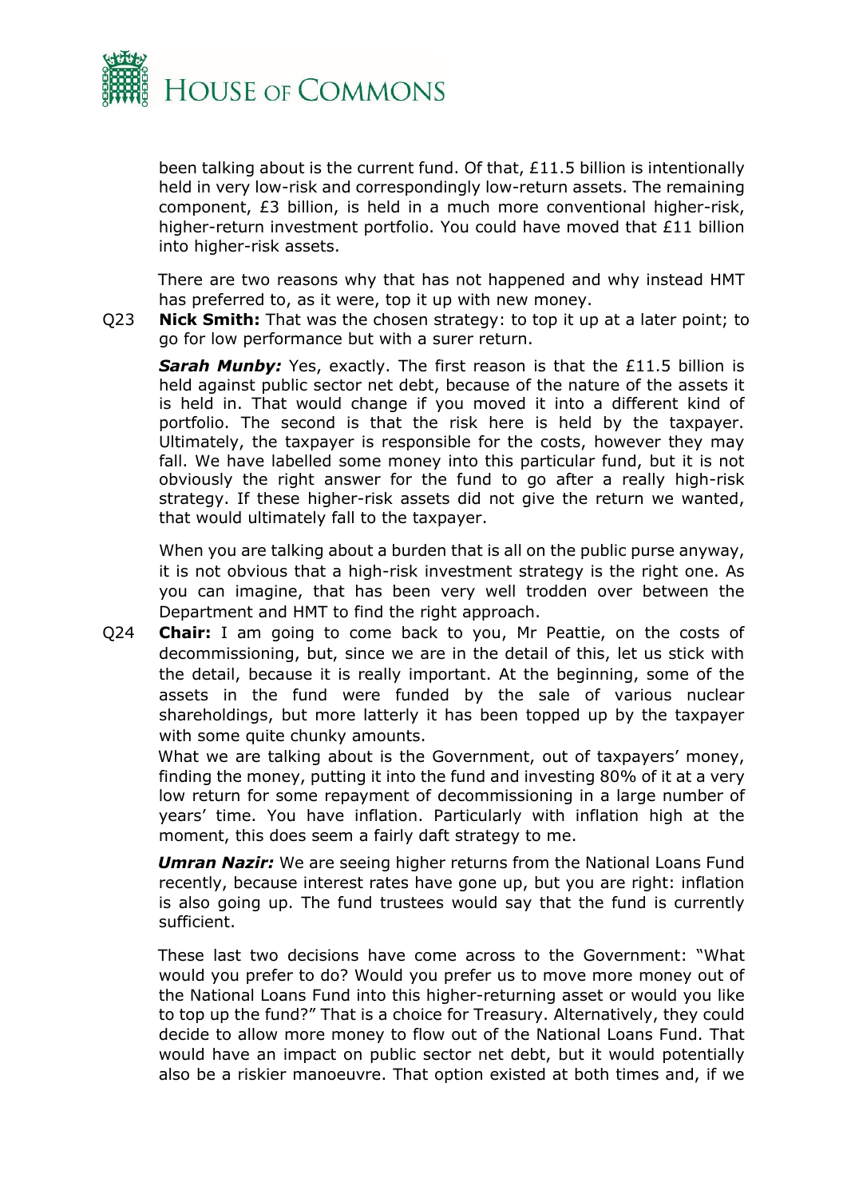been talking about is the current fund. Of that, £11.5 billion is intentionally held in very low-risk and correspondingly low-return assets. The remaining component, £3 billion, is held in a much more conventional higher-risk, higher-return investment portfolio. You could have moved that £11 billion into higher-risk assets.

There are two reasons why that has not happened and why instead HMT has preferred to, as it were, top it up with new money.

Q23 **Nick Smith:** That was the chosen strategy: to top it up at a later point; to go for low performance but with a surer return.

***Sarah Munby:*** Yes, exactly. The first reason is that the £11.5 billion is held against public sector net debt, because of the nature of the assets it is held in. That would change if you moved it into a different kind of portfolio. The second is that the risk here is held by the taxpayer. Ultimately, the taxpayer is responsible for the costs, however they may fall. We have labelled some money into this particular fund, but it is not obviously the right answer for the fund to go after a really high-risk strategy. If these higher-risk assets did not give the return we wanted, that would ultimately fall to the taxpayer.

When you are talking about a burden that is all on the public purse anyway, it is not obvious that a high-risk investment strategy is the right one. As you can imagine, that has been very well trodden over between the Department and HMT to find the right approach.

Q24 **Chair:** I am going to come back to you, Mr Peattie, on the costs of decommissioning, but, since we are in the detail of this, let us stick with the detail, because it is really important. At the beginning, some of the assets in the fund were funded by the sale of various nuclear shareholdings, but more latterly it has been topped up by the taxpayer with some quite chunky amounts.

What we are talking about is the Government, out of taxpayers' money, finding the money, putting it into the fund and investing 80% of it at a very low return for some repayment of decommissioning in a large number of years' time. You have inflation. Particularly with inflation high at the moment, this does seem a fairly daft strategy to me.

***Umran Nazir:*** We are seeing higher returns from the National Loans Fund recently, because interest rates have gone up, but you are right: inflation is also going up. The fund trustees would say that the fund is currently sufficient.

These last two decisions have come across to the Government: "What would you prefer to do? Would you prefer us to move more money out of the National Loans Fund into this higher-returning asset or would you like to top up the fund?" That is a choice for Treasury. Alternatively, they could decide to allow more money to flow out of the National Loans Fund. That would have an impact on public sector net debt, but it would potentially also be a riskier manoeuvre. That option existed at both times and, if we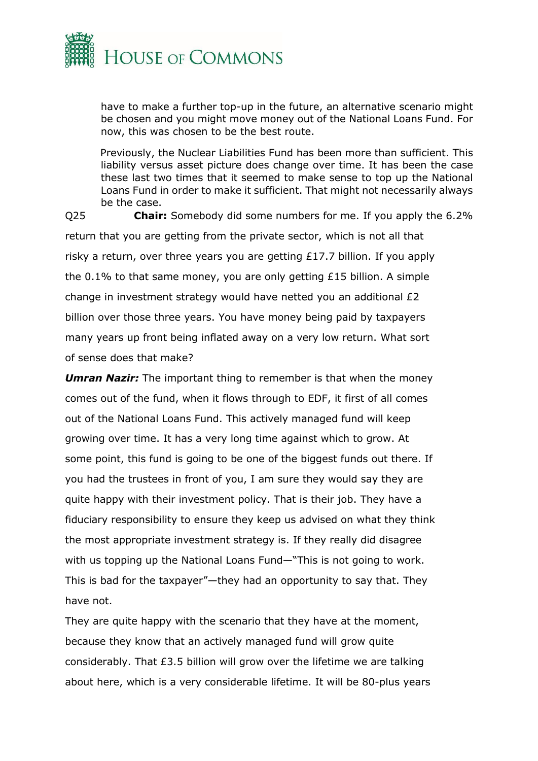have to make a further top-up in the future, an alternative scenario might be chosen and you might move money out of the National Loans Fund. For now, this was chosen to be the best route.

Previously, the Nuclear Liabilities Fund has been more than sufficient. This liability versus asset picture does change over time. It has been the case these last two times that it seemed to make sense to top up the National Loans Fund in order to make it sufficient. That might not necessarily always be the case.

Q25 **Chair:** Somebody did some numbers for me. If you apply the 6.2% return that you are getting from the private sector, which is not all that risky a return, over three years you are getting £17.7 billion. If you apply the 0.1% to that same money, you are only getting £15 billion. A simple change in investment strategy would have netted you an additional £2 billion over those three years. You have money being paid by taxpayers many years up front being inflated away on a very low return. What sort of sense does that make?

***Umran Nazir:*** The important thing to remember is that when the money comes out of the fund, when it flows through to EDF, it first of all comes out of the National Loans Fund. This actively managed fund will keep growing over time. It has a very long time against which to grow. At some point, this fund is going to be one of the biggest funds out there. If you had the trustees in front of you, I am sure they would say they are quite happy with their investment policy. That is their job. They have a fiduciary responsibility to ensure they keep us advised on what they think the most appropriate investment strategy is. If they really did disagree with us topping up the National Loans Fund—"This is not going to work. This is bad for the taxpayer"—they had an opportunity to say that. They have not.

They are quite happy with the scenario that they have at the moment, because they know that an actively managed fund will grow quite considerably. That £3.5 billion will grow over the lifetime we are talking about here, which is a very considerable lifetime. It will be 80-plus years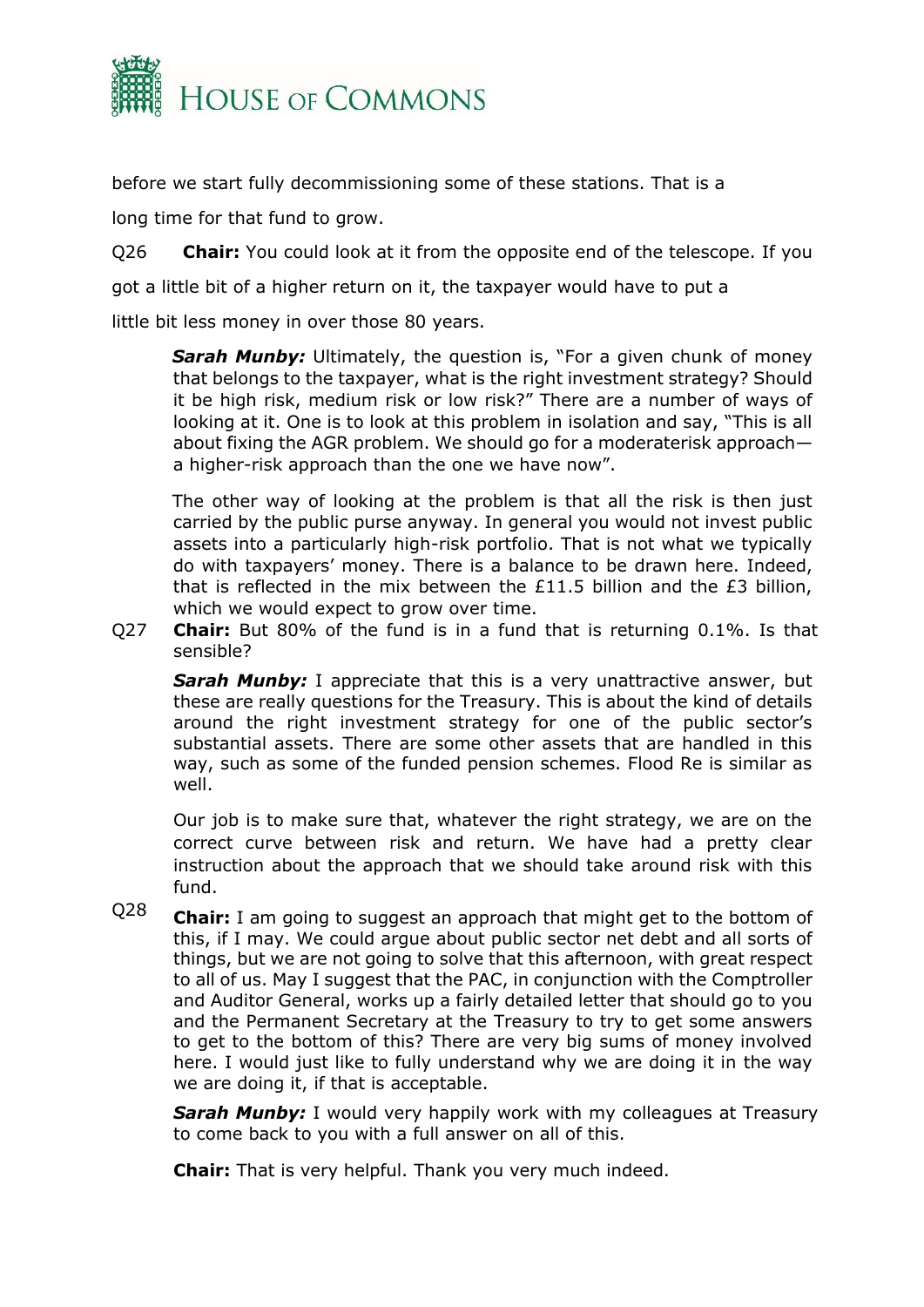before we start fully decommissioning some of these stations. That is a long time for that fund to grow.

Q26 **Chair:** You could look at it from the opposite end of the telescope. If you got a little bit of a higher return on it, the taxpayer would have to put a little bit less money in over those 80 years.

***Sarah Munby:*** Ultimately, the question is, "For a given chunk of money that belongs to the taxpayer, what is the right investment strategy? Should it be high risk, medium risk or low risk?" There are a number of ways of looking at it. One is to look at this problem in isolation and say, "This is all about fixing the AGR problem. We should go for a moderaterisk approach—a higher-risk approach than the one we have now".

The other way of looking at the problem is that all the risk is then just carried by the public purse anyway. In general you would not invest public assets into a particularly high-risk portfolio. That is not what we typically do with taxpayers' money. There is a balance to be drawn here. Indeed, that is reflected in the mix between the £11.5 billion and the £3 billion, which we would expect to grow over time.

Q27 **Chair:** But 80% of the fund is in a fund that is returning 0.1%. Is that sensible?

***Sarah Munby:*** I appreciate that this is a very unattractive answer, but these are really questions for the Treasury. This is about the kind of details around the right investment strategy for one of the public sector's substantial assets. There are some other assets that are handled in this way, such as some of the funded pension schemes. Flood Re is similar as well.

Our job is to make sure that, whatever the right strategy, we are on the correct curve between risk and return. We have had a pretty clear instruction about the approach that we should take around risk with this fund.

Q28 **Chair:** I am going to suggest an approach that might get to the bottom of this, if I may. We could argue about public sector net debt and all sorts of things, but we are not going to solve that this afternoon, with great respect to all of us. May I suggest that the PAC, in conjunction with the Comptroller and Auditor General, works up a fairly detailed letter that should go to you and the Permanent Secretary at the Treasury to try to get some answers to get to the bottom of this? There are very big sums of money involved here. I would just like to fully understand why we are doing it in the way we are doing it, if that is acceptable.

***Sarah Munby:*** I would very happily work with my colleagues at Treasury to come back to you with a full answer on all of this.

**Chair:** That is very helpful. Thank you very much indeed.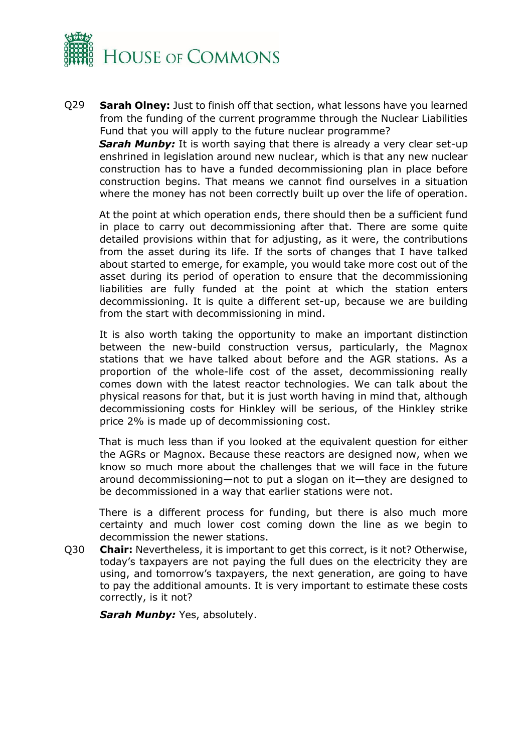Q29 **Sarah Olney:** Just to finish off that section, what lessons have you learned from the funding of the current programme through the Nuclear Liabilities Fund that you will apply to the future nuclear programme?

***Sarah Munby:*** It is worth saying that there is already a very clear set-up enshrined in legislation around new nuclear, which is that any new nuclear construction has to have a funded decommissioning plan in place before construction begins. That means we cannot find ourselves in a situation where the money has not been correctly built up over the life of operation.

At the point at which operation ends, there should then be a sufficient fund in place to carry out decommissioning after that. There are some quite detailed provisions within that for adjusting, as it were, the contributions from the asset during its life. If the sorts of changes that I have talked about started to emerge, for example, you would take more cost out of the asset during its period of operation to ensure that the decommissioning liabilities are fully funded at the point at which the station enters decommissioning. It is quite a different set-up, because we are building from the start with decommissioning in mind.

It is also worth taking the opportunity to make an important distinction between the new-build construction versus, particularly, the Magnox stations that we have talked about before and the AGR stations. As a proportion of the whole-life cost of the asset, decommissioning really comes down with the latest reactor technologies. We can talk about the physical reasons for that, but it is just worth having in mind that, although decommissioning costs for Hinkley will be serious, of the Hinkley strike price 2% is made up of decommissioning cost.

That is much less than if you looked at the equivalent question for either the AGRs or Magnox. Because these reactors are designed now, when we know so much more about the challenges that we will face in the future around decommissioning—not to put a slogan on it—they are designed to be decommissioned in a way that earlier stations were not.

There is a different process for funding, but there is also much more certainty and much lower cost coming down the line as we begin to decommission the newer stations.

Q30 **Chair:** Nevertheless, it is important to get this correct, is it not? Otherwise, today's taxpayers are not paying the full dues on the electricity they are using, and tomorrow's taxpayers, the next generation, are going to have to pay the additional amounts. It is very important to estimate these costs correctly, is it not?

***Sarah Munby:*** Yes, absolutely.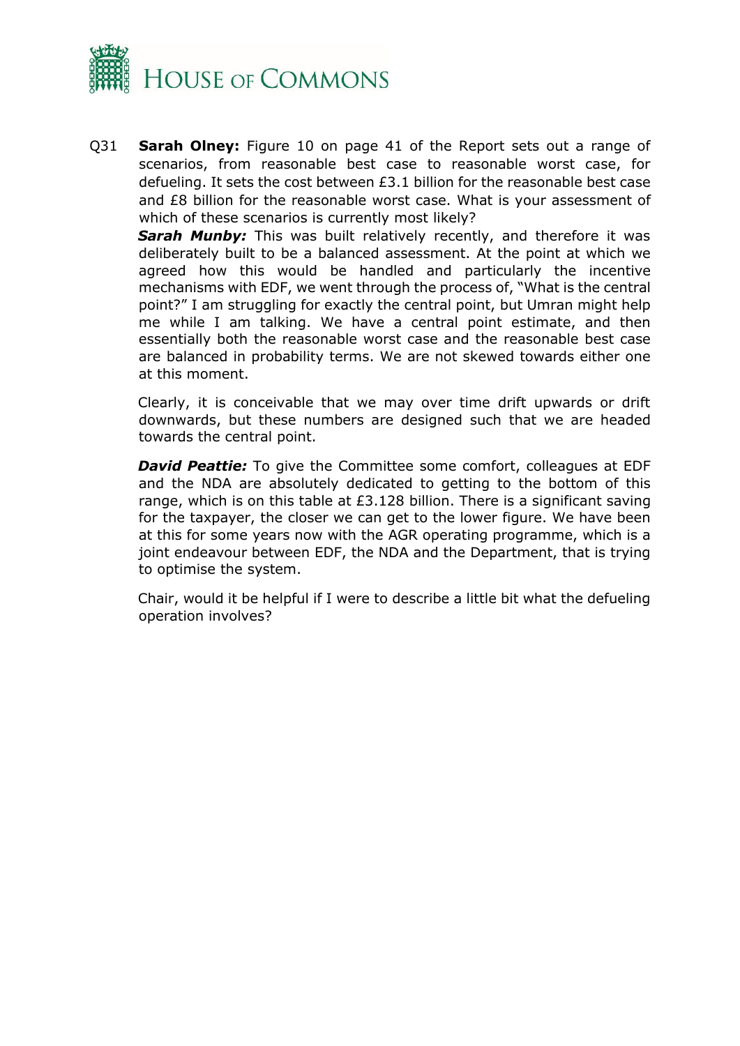Q31 **Sarah Olney:** Figure 10 on page 41 of the Report sets out a range of scenarios, from reasonable best case to reasonable worst case, for defueling. It sets the cost between £3.1 billion for the reasonable best case and £8 billion for the reasonable worst case. What is your assessment of which of these scenarios is currently most likely?

***Sarah Munby:*** This was built relatively recently, and therefore it was deliberately built to be a balanced assessment. At the point at which we agreed how this would be handled and particularly the incentive mechanisms with EDF, we went through the process of, "What is the central point?" I am struggling for exactly the central point, but Umran might help me while I am talking. We have a central point estimate, and then essentially both the reasonable worst case and the reasonable best case are balanced in probability terms. We are not skewed towards either one at this moment.

Clearly, it is conceivable that we may over time drift upwards or drift downwards, but these numbers are designed such that we are headed towards the central point.

***David Peattie:*** To give the Committee some comfort, colleagues at EDF and the NDA are absolutely dedicated to getting to the bottom of this range, which is on this table at £3.128 billion. There is a significant saving for the taxpayer, the closer we can get to the lower figure. We have been at this for some years now with the AGR operating programme, which is a joint endeavour between EDF, the NDA and the Department, that is trying to optimise the system.

Chair, would it be helpful if I were to describe a little bit what the defueling operation involves?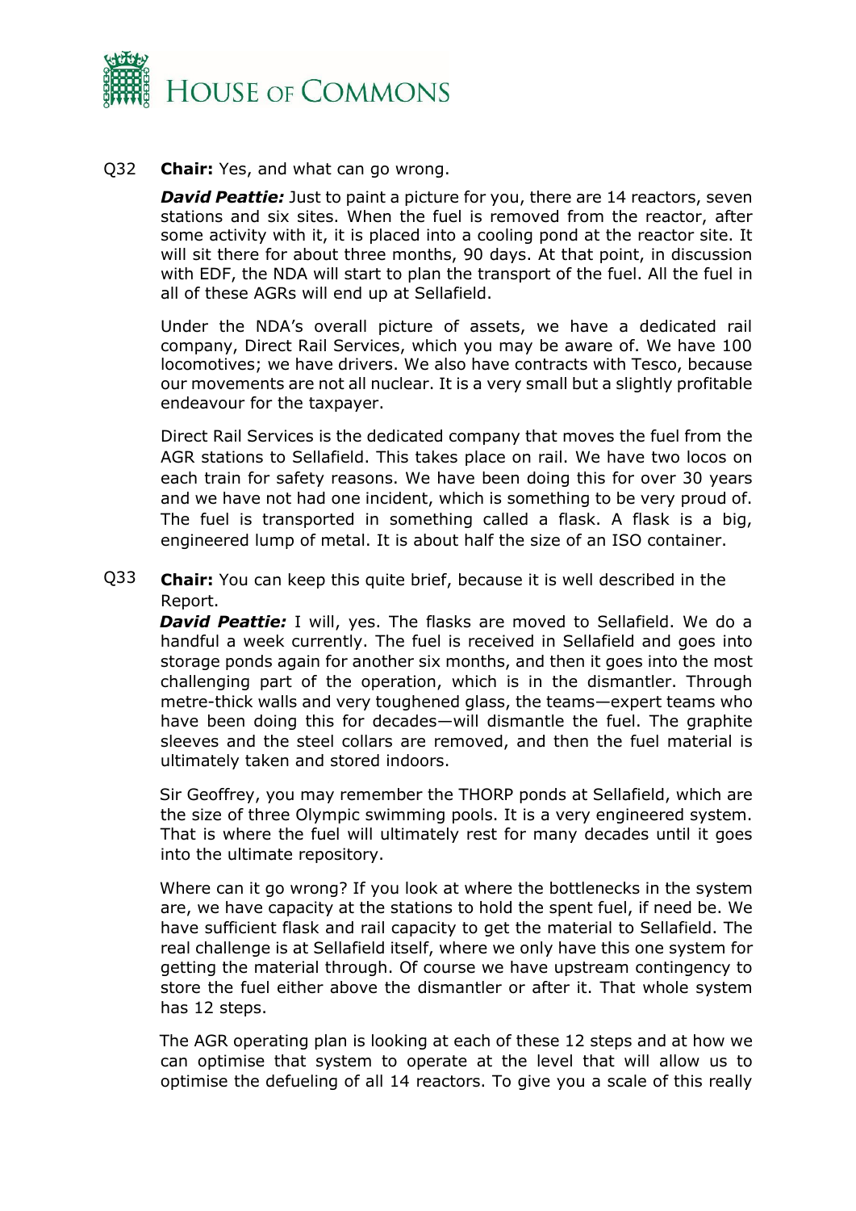Q32 **Chair:** Yes, and what can go wrong.

***David Peattie:*** Just to paint a picture for you, there are 14 reactors, seven stations and six sites. When the fuel is removed from the reactor, after some activity with it, it is placed into a cooling pond at the reactor site. It will sit there for about three months, 90 days. At that point, in discussion with EDF, the NDA will start to plan the transport of the fuel. All the fuel in all of these AGRs will end up at Sellafield.

Under the NDA's overall picture of assets, we have a dedicated rail company, Direct Rail Services, which you may be aware of. We have 100 locomotives; we have drivers. We also have contracts with Tesco, because our movements are not all nuclear. It is a very small but a slightly profitable endeavour for the taxpayer.

Direct Rail Services is the dedicated company that moves the fuel from the AGR stations to Sellafield. This takes place on rail. We have two locos on each train for safety reasons. We have been doing this for over 30 years and we have not had one incident, which is something to be very proud of. The fuel is transported in something called a flask. A flask is a big, engineered lump of metal. It is about half the size of an ISO container.

Q33 **Chair:** You can keep this quite brief, because it is well described in the Report.

***David Peattie:*** I will, yes. The flasks are moved to Sellafield. We do a handful a week currently. The fuel is received in Sellafield and goes into storage ponds again for another six months, and then it goes into the most challenging part of the operation, which is in the dismantler. Through metre-thick walls and very toughened glass, the teams—expert teams who have been doing this for decades—will dismantle the fuel. The graphite sleeves and the steel collars are removed, and then the fuel material is ultimately taken and stored indoors.

Sir Geoffrey, you may remember the THORP ponds at Sellafield, which are the size of three Olympic swimming pools. It is a very engineered system. That is where the fuel will ultimately rest for many decades until it goes into the ultimate repository.

Where can it go wrong? If you look at where the bottlenecks in the system are, we have capacity at the stations to hold the spent fuel, if need be. We have sufficient flask and rail capacity to get the material to Sellafield. The real challenge is at Sellafield itself, where we only have this one system for getting the material through. Of course we have upstream contingency to store the fuel either above the dismantler or after it. That whole system has 12 steps.

The AGR operating plan is looking at each of these 12 steps and at how we can optimise that system to operate at the level that will allow us to optimise the defueling of all 14 reactors. To give you a scale of this really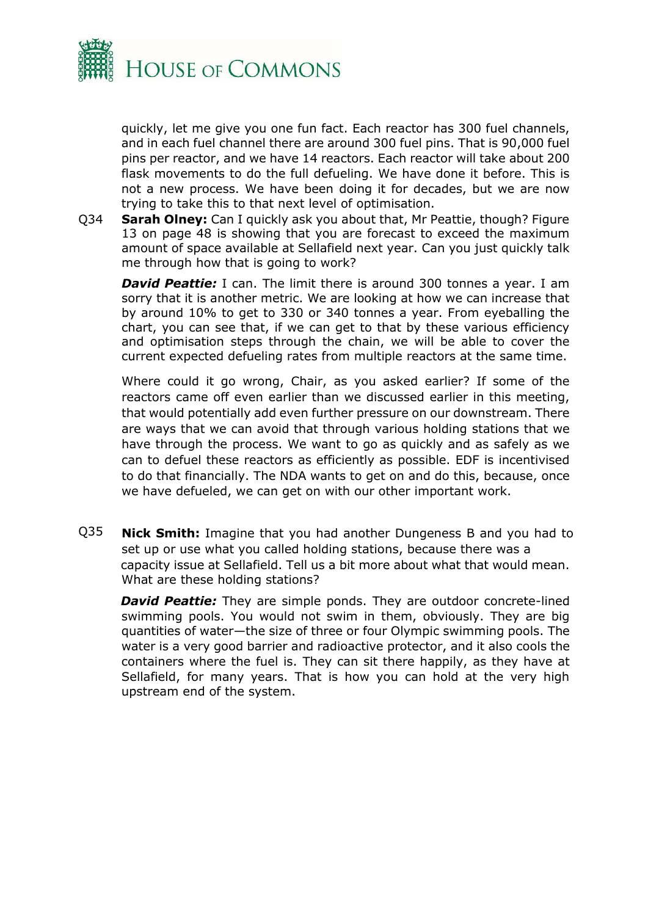quickly, let me give you one fun fact. Each reactor has 300 fuel channels, and in each fuel channel there are around 300 fuel pins. That is 90,000 fuel pins per reactor, and we have 14 reactors. Each reactor will take about 200 flask movements to do the full defueling. We have done it before. This is not a new process. We have been doing it for decades, but we are now trying to take this to that next level of optimisation.

Q34 **Sarah Olney:** Can I quickly ask you about that, Mr Peattie, though? Figure 13 on page 48 is showing that you are forecast to exceed the maximum amount of space available at Sellafield next year. Can you just quickly talk me through how that is going to work?

***David Peattie:*** I can. The limit there is around 300 tonnes a year. I am sorry that it is another metric. We are looking at how we can increase that by around 10% to get to 330 or 340 tonnes a year. From eyeballing the chart, you can see that, if we can get to that by these various efficiency and optimisation steps through the chain, we will be able to cover the current expected defueling rates from multiple reactors at the same time.

Where could it go wrong, Chair, as you asked earlier? If some of the reactors came off even earlier than we discussed earlier in this meeting, that would potentially add even further pressure on our downstream. There are ways that we can avoid that through various holding stations that we have through the process. We want to go as quickly and as safely as we can to defuel these reactors as efficiently as possible. EDF is incentivised to do that financially. The NDA wants to get on and do this, because, once we have defueled, we can get on with our other important work.

Q35 **Nick Smith:** Imagine that you had another Dungeness B and you had to set up or use what you called holding stations, because there was a capacity issue at Sellafield. Tell us a bit more about what that would mean. What are these holding stations?

***David Peattie:*** They are simple ponds. They are outdoor concrete-lined swimming pools. You would not swim in them, obviously. They are big quantities of water—the size of three or four Olympic swimming pools. The water is a very good barrier and radioactive protector, and it also cools the containers where the fuel is. They can sit there happily, as they have at Sellafield, for many years. That is how you can hold at the very high upstream end of the system.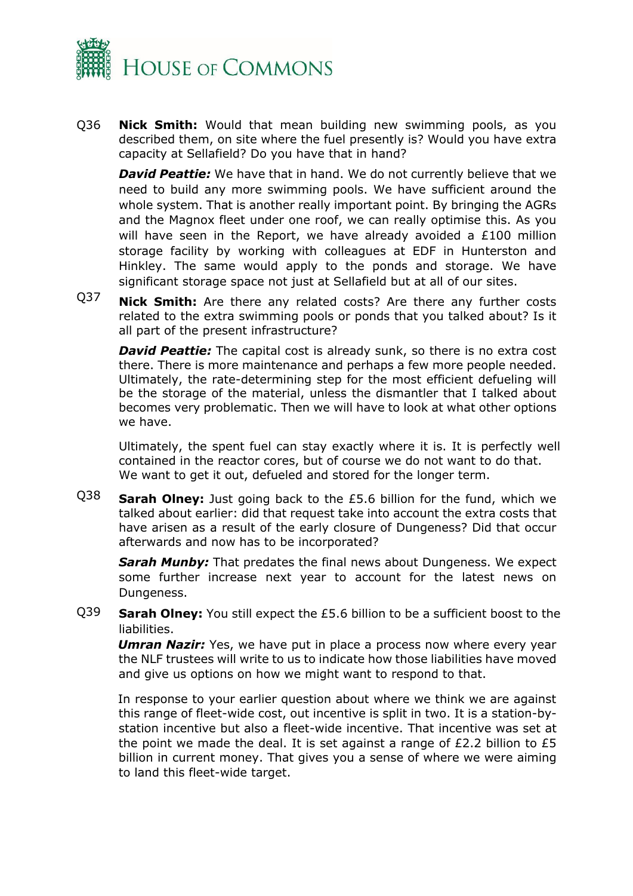Q36 **Nick Smith:** Would that mean building new swimming pools, as you described them, on site where the fuel presently is? Would you have extra capacity at Sellafield? Do you have that in hand?

***David Peattie:*** We have that in hand. We do not currently believe that we need to build any more swimming pools. We have sufficient around the whole system. That is another really important point. By bringing the AGRs and the Magnox fleet under one roof, we can really optimise this. As you will have seen in the Report, we have already avoided a £100 million storage facility by working with colleagues at EDF in Hunterston and Hinkley. The same would apply to the ponds and storage. We have significant storage space not just at Sellafield but at all of our sites.

Q37 **Nick Smith:** Are there any related costs? Are there any further costs related to the extra swimming pools or ponds that you talked about? Is it all part of the present infrastructure?

***David Peattie:*** The capital cost is already sunk, so there is no extra cost there. There is more maintenance and perhaps a few more people needed. Ultimately, the rate-determining step for the most efficient defueling will be the storage of the material, unless the dismantler that I talked about becomes very problematic. Then we will have to look at what other options we have.

Ultimately, the spent fuel can stay exactly where it is. It is perfectly well contained in the reactor cores, but of course we do not want to do that. We want to get it out, defueled and stored for the longer term.

Q38 **Sarah Olney:** Just going back to the £5.6 billion for the fund, which we talked about earlier: did that request take into account the extra costs that have arisen as a result of the early closure of Dungeness? Did that occur afterwards and now has to be incorporated?

***Sarah Munby:*** That predates the final news about Dungeness. We expect some further increase next year to account for the latest news on Dungeness.

Q39 **Sarah Olney:** You still expect the £5.6 billion to be a sufficient boost to the liabilities.

***Umran Nazir:*** Yes, we have put in place a process now where every year the NLF trustees will write to us to indicate how those liabilities have moved and give us options on how we might want to respond to that.

In response to your earlier question about where we think we are against this range of fleet-wide cost, out incentive is split in two. It is a station-by-station incentive but also a fleet-wide incentive. That incentive was set at the point we made the deal. It is set against a range of £2.2 billion to £5 billion in current money. That gives you a sense of where we were aiming to land this fleet-wide target.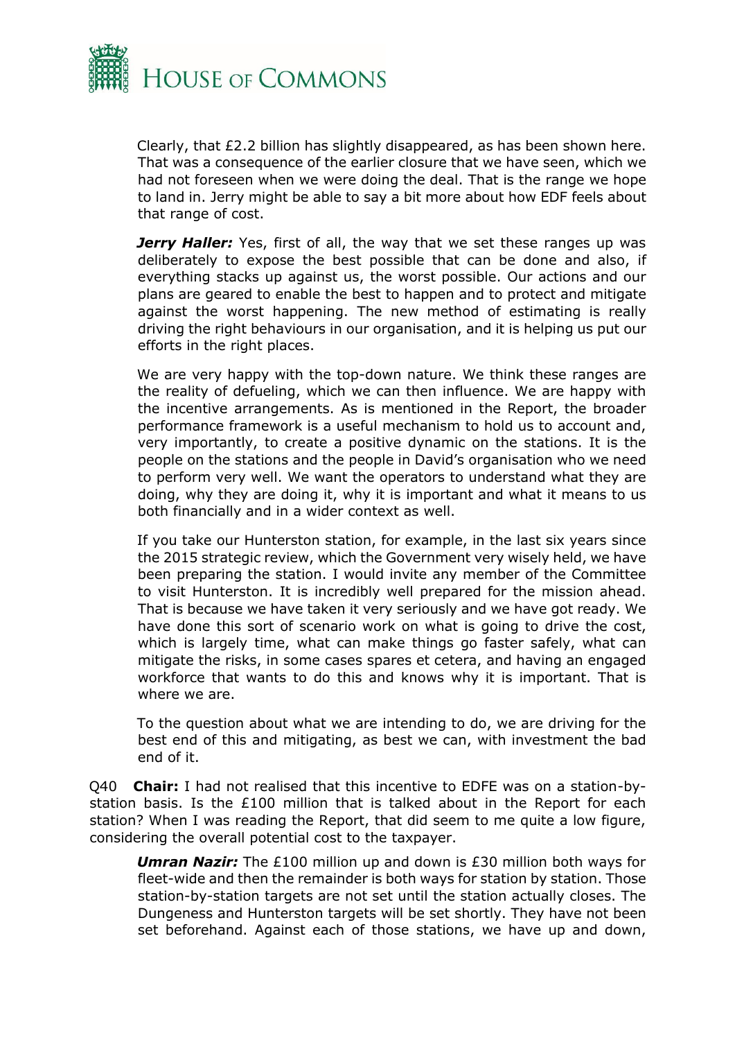Clearly, that £2.2 billion has slightly disappeared, as has been shown here. That was a consequence of the earlier closure that we have seen, which we had not foreseen when we were doing the deal. That is the range we hope to land in. Jerry might be able to say a bit more about how EDF feels about that range of cost.

***Jerry Haller:*** Yes, first of all, the way that we set these ranges up was deliberately to expose the best possible that can be done and also, if everything stacks up against us, the worst possible. Our actions and our plans are geared to enable the best to happen and to protect and mitigate against the worst happening. The new method of estimating is really driving the right behaviours in our organisation, and it is helping us put our efforts in the right places.

We are very happy with the top-down nature. We think these ranges are the reality of defueling, which we can then influence. We are happy with the incentive arrangements. As is mentioned in the Report, the broader performance framework is a useful mechanism to hold us to account and, very importantly, to create a positive dynamic on the stations. It is the people on the stations and the people in David's organisation who we need to perform very well. We want the operators to understand what they are doing, why they are doing it, why it is important and what it means to us both financially and in a wider context as well.

If you take our Hunterston station, for example, in the last six years since the 2015 strategic review, which the Government very wisely held, we have been preparing the station. I would invite any member of the Committee to visit Hunterston. It is incredibly well prepared for the mission ahead. That is because we have taken it very seriously and we have got ready. We have done this sort of scenario work on what is going to drive the cost, which is largely time, what can make things go faster safely, what can mitigate the risks, in some cases spares et cetera, and having an engaged workforce that wants to do this and knows why it is important. That is where we are.

To the question about what we are intending to do, we are driving for the best end of this and mitigating, as best we can, with investment the bad end of it.

Q40 **Chair:** I had not realised that this incentive to EDFE was on a station-by-station basis. Is the £100 million that is talked about in the Report for each station? When I was reading the Report, that did seem to me quite a low figure, considering the overall potential cost to the taxpayer.

***Umran Nazir:*** The £100 million up and down is £30 million both ways for fleet-wide and then the remainder is both ways for station by station. Those station-by-station targets are not set until the station actually closes. The Dungeness and Hunterston targets will be set shortly. They have not been set beforehand. Against each of those stations, we have up and down,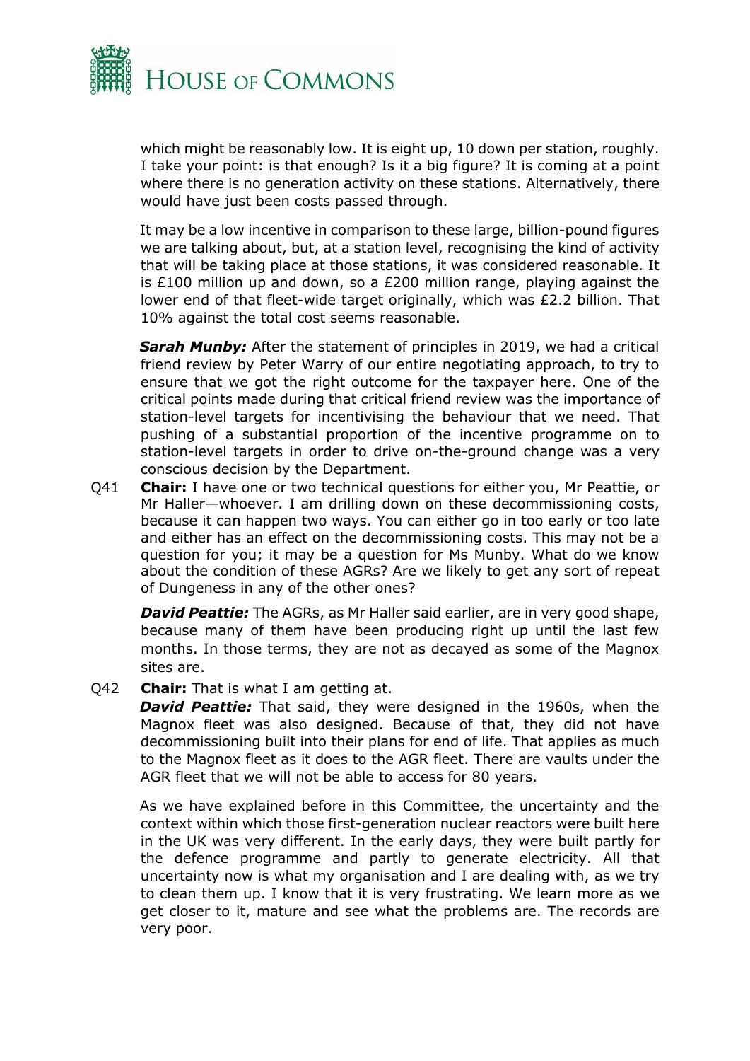which might be reasonably low. It is eight up, 10 down per station, roughly. I take your point: is that enough? Is it a big figure? It is coming at a point where there is no generation activity on these stations. Alternatively, there would have just been costs passed through.

It may be a low incentive in comparison to these large, billion-pound figures we are talking about, but, at a station level, recognising the kind of activity that will be taking place at those stations, it was considered reasonable. It is £100 million up and down, so a £200 million range, playing against the lower end of that fleet-wide target originally, which was £2.2 billion. That 10% against the total cost seems reasonable.

***Sarah Munby:*** After the statement of principles in 2019, we had a critical friend review by Peter Warry of our entire negotiating approach, to try to ensure that we got the right outcome for the taxpayer here. One of the critical points made during that critical friend review was the importance of station-level targets for incentivising the behaviour that we need. That pushing of a substantial proportion of the incentive programme on to station-level targets in order to drive on-the-ground change was a very conscious decision by the Department.

Q41 **Chair:** I have one or two technical questions for either you, Mr Peattie, or Mr Haller—whoever. I am drilling down on these decommissioning costs, because it can happen two ways. You can either go in too early or too late and either has an effect on the decommissioning costs. This may not be a question for you; it may be a question for Ms Munby. What do we know about the condition of these AGRs? Are we likely to get any sort of repeat of Dungeness in any of the other ones?

***David Peattie:*** The AGRs, as Mr Haller said earlier, are in very good shape, because many of them have been producing right up until the last few months. In those terms, they are not as decayed as some of the Magnox sites are.

Q42 **Chair:** That is what I am getting at.

***David Peattie:*** That said, they were designed in the 1960s, when the Magnox fleet was also designed. Because of that, they did not have decommissioning built into their plans for end of life. That applies as much to the Magnox fleet as it does to the AGR fleet. There are vaults under the AGR fleet that we will not be able to access for 80 years.

As we have explained before in this Committee, the uncertainty and the context within which those first-generation nuclear reactors were built here in the UK was very different. In the early days, they were built partly for the defence programme and partly to generate electricity. All that uncertainty now is what my organisation and I are dealing with, as we try to clean them up. I know that it is very frustrating. We learn more as we get closer to it, mature and see what the problems are. The records are very poor.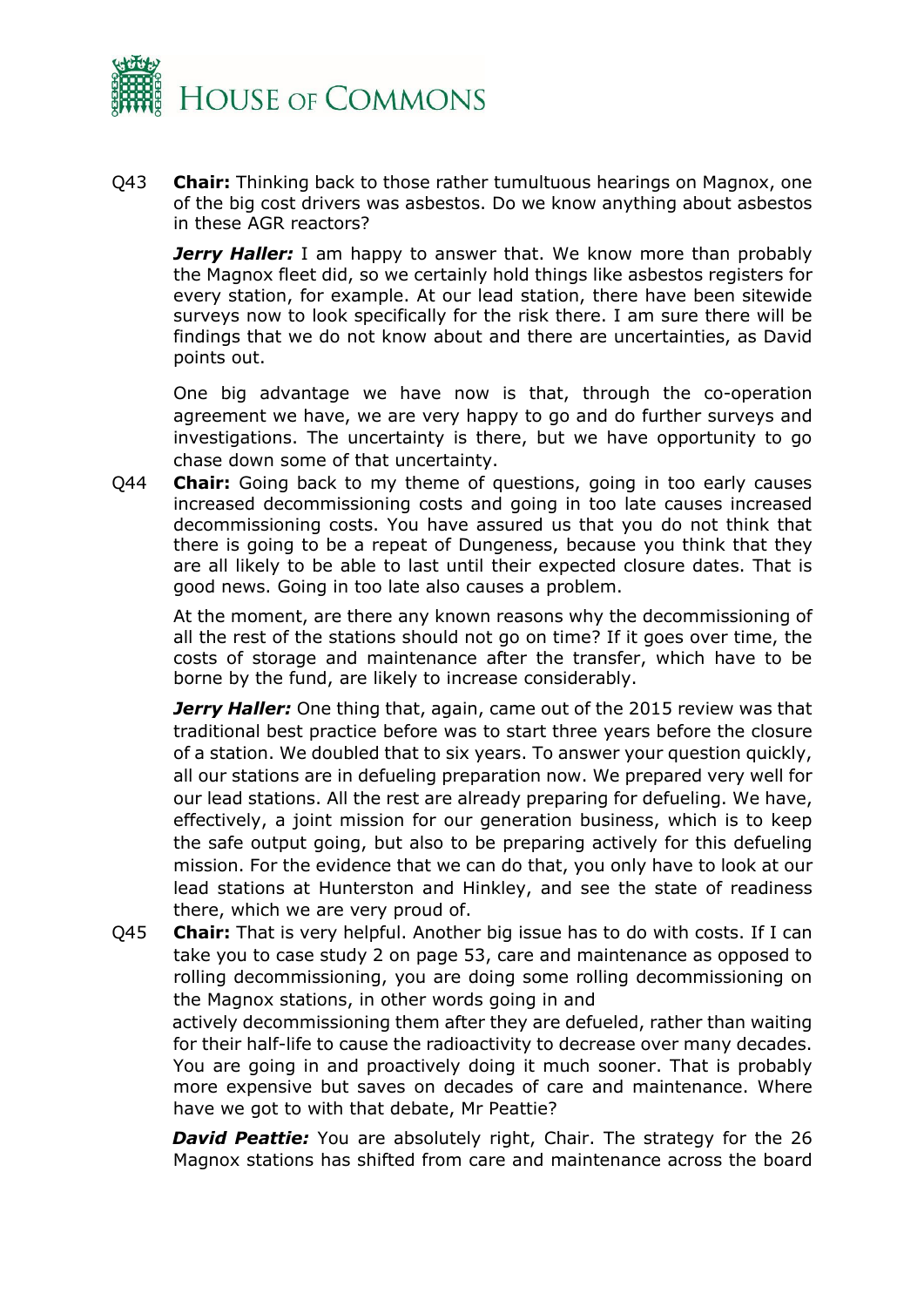Q43 **Chair:** Thinking back to those rather tumultuous hearings on Magnox, one of the big cost drivers was asbestos. Do we know anything about asbestos in these AGR reactors?

***Jerry Haller:*** I am happy to answer that. We know more than probably the Magnox fleet did, so we certainly hold things like asbestos registers for every station, for example. At our lead station, there have been sitewide surveys now to look specifically for the risk there. I am sure there will be findings that we do not know about and there are uncertainties, as David points out.

One big advantage we have now is that, through the co-operation agreement we have, we are very happy to go and do further surveys and investigations. The uncertainty is there, but we have opportunity to go chase down some of that uncertainty.

Q44 **Chair:** Going back to my theme of questions, going in too early causes increased decommissioning costs and going in too late causes increased decommissioning costs. You have assured us that you do not think that there is going to be a repeat of Dungeness, because you think that they are all likely to be able to last until their expected closure dates. That is good news. Going in too late also causes a problem.

At the moment, are there any known reasons why the decommissioning of all the rest of the stations should not go on time? If it goes over time, the costs of storage and maintenance after the transfer, which have to be borne by the fund, are likely to increase considerably.

***Jerry Haller:*** One thing that, again, came out of the 2015 review was that traditional best practice before was to start three years before the closure of a station. We doubled that to six years. To answer your question quickly, all our stations are in defueling preparation now. We prepared very well for our lead stations. All the rest are already preparing for defueling. We have, effectively, a joint mission for our generation business, which is to keep the safe output going, but also to be preparing actively for this defueling mission. For the evidence that we can do that, you only have to look at our lead stations at Hunterston and Hinkley, and see the state of readiness there, which we are very proud of.

Q45 **Chair:** That is very helpful. Another big issue has to do with costs. If I can take you to case study 2 on page 53, care and maintenance as opposed to rolling decommissioning, you are doing some rolling decommissioning on the Magnox stations, in other words going in and actively decommissioning them after they are defueled, rather than waiting for their half-life to cause the radioactivity to decrease over many decades. You are going in and proactively doing it much sooner. That is probably more expensive but saves on decades of care and maintenance. Where have we got to with that debate, Mr Peattie?

***David Peattie:*** You are absolutely right, Chair. The strategy for the 26 Magnox stations has shifted from care and maintenance across the board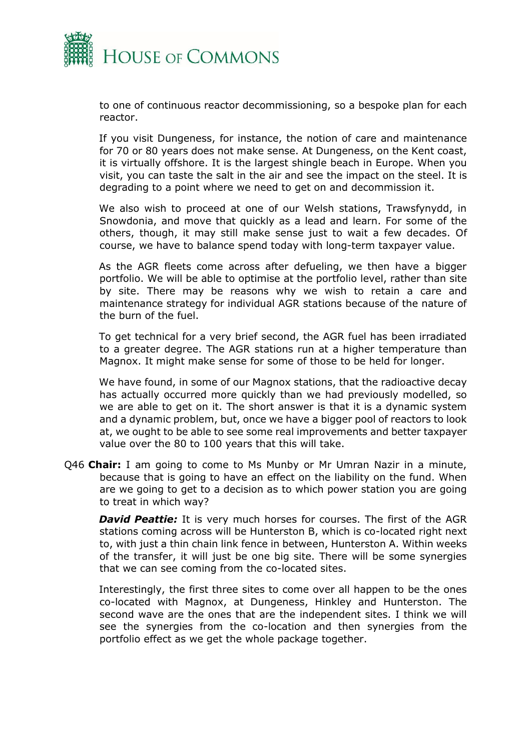to one of continuous reactor decommissioning, so a bespoke plan for each reactor.

If you visit Dungeness, for instance, the notion of care and maintenance for 70 or 80 years does not make sense. At Dungeness, on the Kent coast, it is virtually offshore. It is the largest shingle beach in Europe. When you visit, you can taste the salt in the air and see the impact on the steel. It is degrading to a point where we need to get on and decommission it.

We also wish to proceed at one of our Welsh stations, Trawsfynydd, in Snowdonia, and move that quickly as a lead and learn. For some of the others, though, it may still make sense just to wait a few decades. Of course, we have to balance spend today with long-term taxpayer value.

As the AGR fleets come across after defueling, we then have a bigger portfolio. We will be able to optimise at the portfolio level, rather than site by site. There may be reasons why we wish to retain a care and maintenance strategy for individual AGR stations because of the nature of the burn of the fuel.

To get technical for a very brief second, the AGR fuel has been irradiated to a greater degree. The AGR stations run at a higher temperature than Magnox. It might make sense for some of those to be held for longer.

We have found, in some of our Magnox stations, that the radioactive decay has actually occurred more quickly than we had previously modelled, so we are able to get on it. The short answer is that it is a dynamic system and a dynamic problem, but, once we have a bigger pool of reactors to look at, we ought to be able to see some real improvements and better taxpayer value over the 80 to 100 years that this will take.

Q46 **Chair:** I am going to come to Ms Munby or Mr Umran Nazir in a minute, because that is going to have an effect on the liability on the fund. When are we going to get to a decision as to which power station you are going to treat in which way?

***David Peattie:*** It is very much horses for courses. The first of the AGR stations coming across will be Hunterston B, which is co-located right next to, with just a thin chain link fence in between, Hunterston A. Within weeks of the transfer, it will just be one big site. There will be some synergies that we can see coming from the co-located sites.

Interestingly, the first three sites to come over all happen to be the ones co-located with Magnox, at Dungeness, Hinkley and Hunterston. The second wave are the ones that are the independent sites. I think we will see the synergies from the co-location and then synergies from the portfolio effect as we get the whole package together.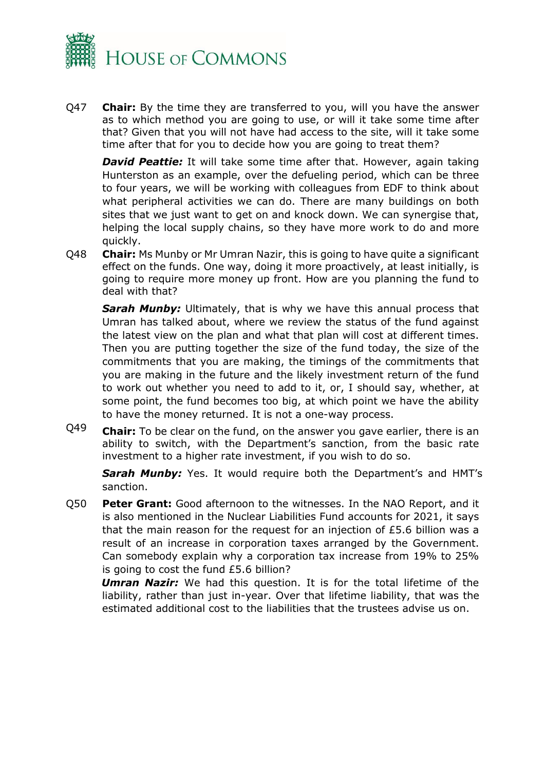Q47 **Chair:** By the time they are transferred to you, will you have the answer as to which method you are going to use, or will it take some time after that? Given that you will not have had access to the site, will it take some time after that for you to decide how you are going to treat them?

***David Peattie:*** It will take some time after that. However, again taking Hunterston as an example, over the defueling period, which can be three to four years, we will be working with colleagues from EDF to think about what peripheral activities we can do. There are many buildings on both sites that we just want to get on and knock down. We can synergise that, helping the local supply chains, so they have more work to do and more quickly.

Q48 **Chair:** Ms Munby or Mr Umran Nazir, this is going to have quite a significant effect on the funds. One way, doing it more proactively, at least initially, is going to require more money up front. How are you planning the fund to deal with that?

***Sarah Munby:*** Ultimately, that is why we have this annual process that Umran has talked about, where we review the status of the fund against the latest view on the plan and what that plan will cost at different times. Then you are putting together the size of the fund today, the size of the commitments that you are making, the timings of the commitments that you are making in the future and the likely investment return of the fund to work out whether you need to add to it, or, I should say, whether, at some point, the fund becomes too big, at which point we have the ability to have the money returned. It is not a one-way process.

Q49 **Chair:** To be clear on the fund, on the answer you gave earlier, there is an ability to switch, with the Department's sanction, from the basic rate investment to a higher rate investment, if you wish to do so.

***Sarah Munby:*** Yes. It would require both the Department's and HMT's sanction.

Q50 **Peter Grant:** Good afternoon to the witnesses. In the NAO Report, and it is also mentioned in the Nuclear Liabilities Fund accounts for 2021, it says that the main reason for the request for an injection of £5.6 billion was a result of an increase in corporation taxes arranged by the Government. Can somebody explain why a corporation tax increase from 19% to 25% is going to cost the fund £5.6 billion?

***Umran Nazir:*** We had this question. It is for the total lifetime of the liability, rather than just in-year. Over that lifetime liability, that was the estimated additional cost to the liabilities that the trustees advise us on.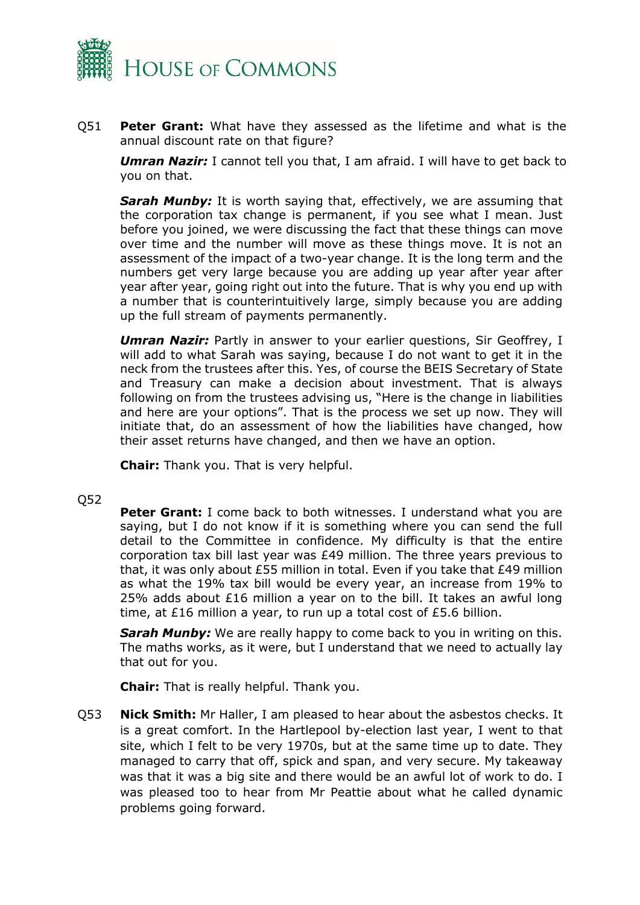Q51 **Peter Grant:** What have they assessed as the lifetime and what is the annual discount rate on that figure?

***Umran Nazir:*** I cannot tell you that, I am afraid. I will have to get back to you on that.

***Sarah Munby:*** It is worth saying that, effectively, we are assuming that the corporation tax change is permanent, if you see what I mean. Just before you joined, we were discussing the fact that these things can move over time and the number will move as these things move. It is not an assessment of the impact of a two-year change. It is the long term and the numbers get very large because you are adding up year after year after year after year, going right out into the future. That is why you end up with a number that is counterintuitively large, simply because you are adding up the full stream of payments permanently.

***Umran Nazir:*** Partly in answer to your earlier questions, Sir Geoffrey, I will add to what Sarah was saying, because I do not want to get it in the neck from the trustees after this. Yes, of course the BEIS Secretary of State and Treasury can make a decision about investment. That is always following on from the trustees advising us, "Here is the change in liabilities and here are your options". That is the process we set up now. They will initiate that, do an assessment of how the liabilities have changed, how their asset returns have changed, and then we have an option.

**Chair:** Thank you. That is very helpful.

Q52 **Peter Grant:** I come back to both witnesses. I understand what you are saying, but I do not know if it is something where you can send the full detail to the Committee in confidence. My difficulty is that the entire corporation tax bill last year was £49 million. The three years previous to that, it was only about £55 million in total. Even if you take that £49 million as what the 19% tax bill would be every year, an increase from 19% to 25% adds about £16 million a year on to the bill. It takes an awful long time, at £16 million a year, to run up a total cost of £5.6 billion.

***Sarah Munby:*** We are really happy to come back to you in writing on this. The maths works, as it were, but I understand that we need to actually lay that out for you.

**Chair:** That is really helpful. Thank you.

Q53 **Nick Smith:** Mr Haller, I am pleased to hear about the asbestos checks. It is a great comfort. In the Hartlepool by-election last year, I went to that site, which I felt to be very 1970s, but at the same time up to date. They managed to carry that off, spick and span, and very secure. My takeaway was that it was a big site and there would be an awful lot of work to do. I was pleased too to hear from Mr Peattie about what he called dynamic problems going forward.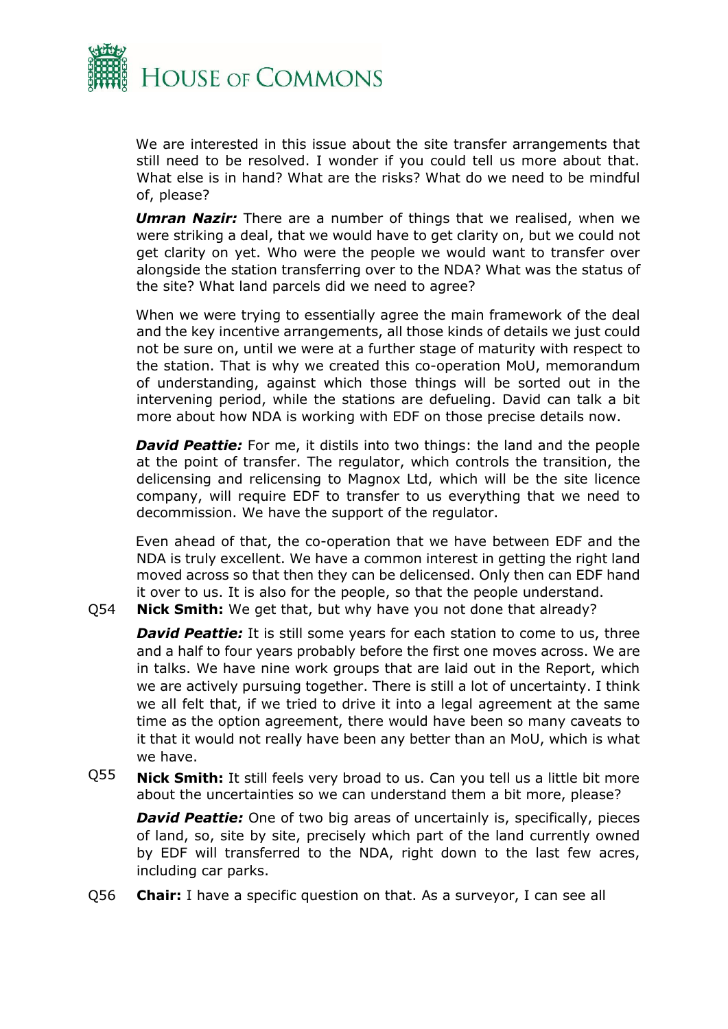We are interested in this issue about the site transfer arrangements that still need to be resolved. I wonder if you could tell us more about that. What else is in hand? What are the risks? What do we need to be mindful of, please?

***Umran Nazir:*** There are a number of things that we realised, when we were striking a deal, that we would have to get clarity on, but we could not get clarity on yet. Who were the people we would want to transfer over alongside the station transferring over to the NDA? What was the status of the site? What land parcels did we need to agree?

When we were trying to essentially agree the main framework of the deal and the key incentive arrangements, all those kinds of details we just could not be sure on, until we were at a further stage of maturity with respect to the station. That is why we created this co-operation MoU, memorandum of understanding, against which those things will be sorted out in the intervening period, while the stations are defueling. David can talk a bit more about how NDA is working with EDF on those precise details now.

***David Peattie:*** For me, it distils into two things: the land and the people at the point of transfer. The regulator, which controls the transition, the delicensing and relicensing to Magnox Ltd, which will be the site licence company, will require EDF to transfer to us everything that we need to decommission. We have the support of the regulator.

Even ahead of that, the co-operation that we have between EDF and the NDA is truly excellent. We have a common interest in getting the right land moved across so that then they can be delicensed. Only then can EDF hand it over to us. It is also for the people, so that the people understand.

Q54 **Nick Smith:** We get that, but why have you not done that already?

***David Peattie:*** It is still some years for each station to come to us, three and a half to four years probably before the first one moves across. We are in talks. We have nine work groups that are laid out in the Report, which we are actively pursuing together. There is still a lot of uncertainty. I think we all felt that, if we tried to drive it into a legal agreement at the same time as the option agreement, there would have been so many caveats to it that it would not really have been any better than an MoU, which is what we have.

Q55 **Nick Smith:** It still feels very broad to us. Can you tell us a little bit more about the uncertainties so we can understand them a bit more, please?

***David Peattie:*** One of two big areas of uncertainly is, specifically, pieces of land, so, site by site, precisely which part of the land currently owned by EDF will transferred to the NDA, right down to the last few acres, including car parks.

Q56 **Chair:** I have a specific question on that. As a surveyor, I can see all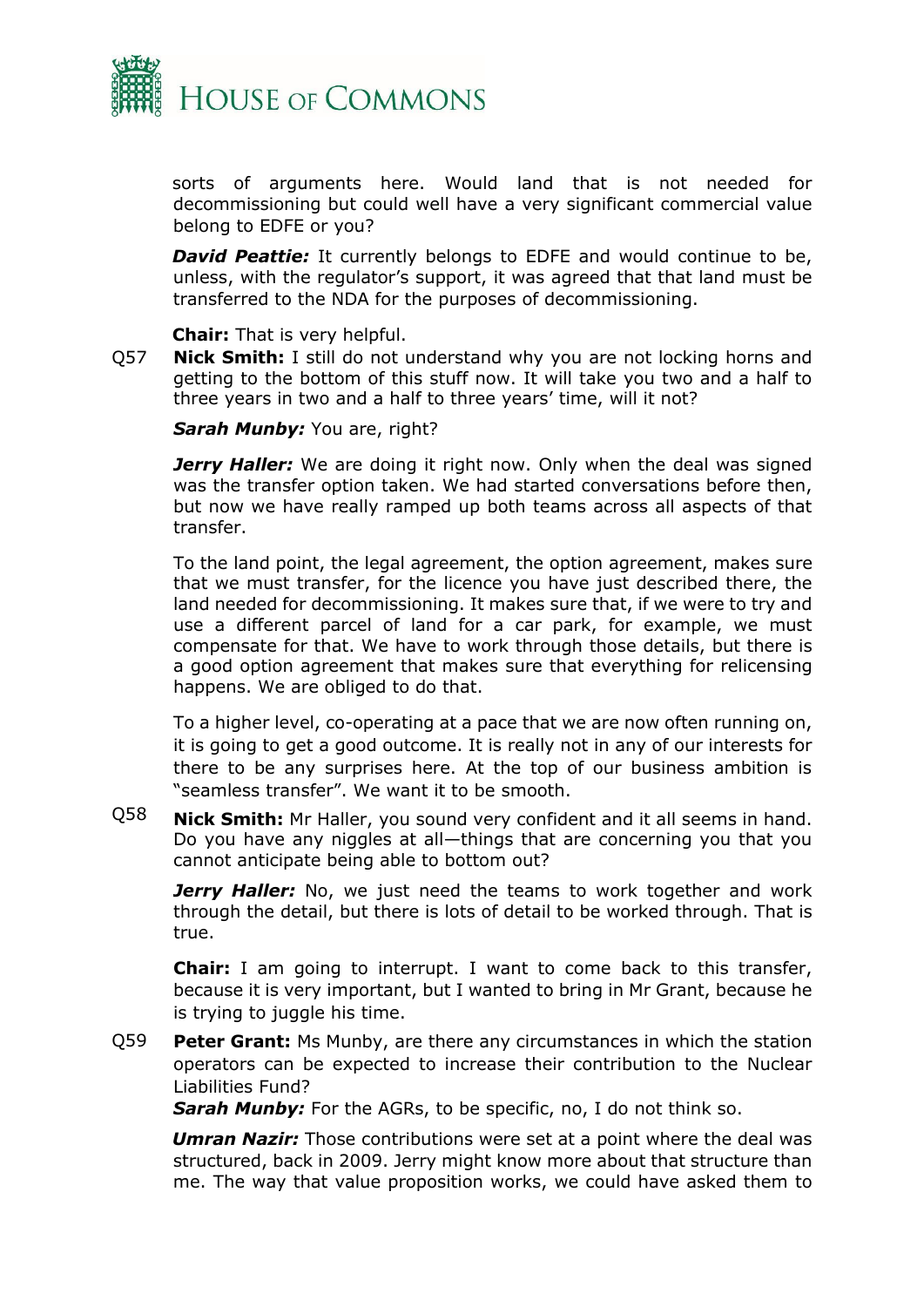sorts of arguments here. Would land that is not needed for decommissioning but could well have a very significant commercial value belong to EDFE or you?

***David Peattie:*** It currently belongs to EDFE and would continue to be, unless, with the regulator's support, it was agreed that that land must be transferred to the NDA for the purposes of decommissioning.

**Chair:** That is very helpful.

Q57 **Nick Smith:** I still do not understand why you are not locking horns and getting to the bottom of this stuff now. It will take you two and a half to three years in two and a half to three years' time, will it not?

***Sarah Munby:*** You are, right?

***Jerry Haller:*** We are doing it right now. Only when the deal was signed was the transfer option taken. We had started conversations before then, but now we have really ramped up both teams across all aspects of that transfer.

To the land point, the legal agreement, the option agreement, makes sure that we must transfer, for the licence you have just described there, the land needed for decommissioning. It makes sure that, if we were to try and use a different parcel of land for a car park, for example, we must compensate for that. We have to work through those details, but there is a good option agreement that makes sure that everything for relicensing happens. We are obliged to do that.

To a higher level, co-operating at a pace that we are now often running on, it is going to get a good outcome. It is really not in any of our interests for there to be any surprises here. At the top of our business ambition is "seamless transfer". We want it to be smooth.

Q58 **Nick Smith:** Mr Haller, you sound very confident and it all seems in hand. Do you have any niggles at all—things that are concerning you that you cannot anticipate being able to bottom out?

***Jerry Haller:*** No, we just need the teams to work together and work through the detail, but there is lots of detail to be worked through. That is true.

**Chair:** I am going to interrupt. I want to come back to this transfer, because it is very important, but I wanted to bring in Mr Grant, because he is trying to juggle his time.

Q59 **Peter Grant:** Ms Munby, are there any circumstances in which the station operators can be expected to increase their contribution to the Nuclear Liabilities Fund?

***Sarah Munby:*** For the AGRs, to be specific, no, I do not think so.

***Umran Nazir:*** Those contributions were set at a point where the deal was structured, back in 2009. Jerry might know more about that structure than me. The way that value proposition works, we could have asked them to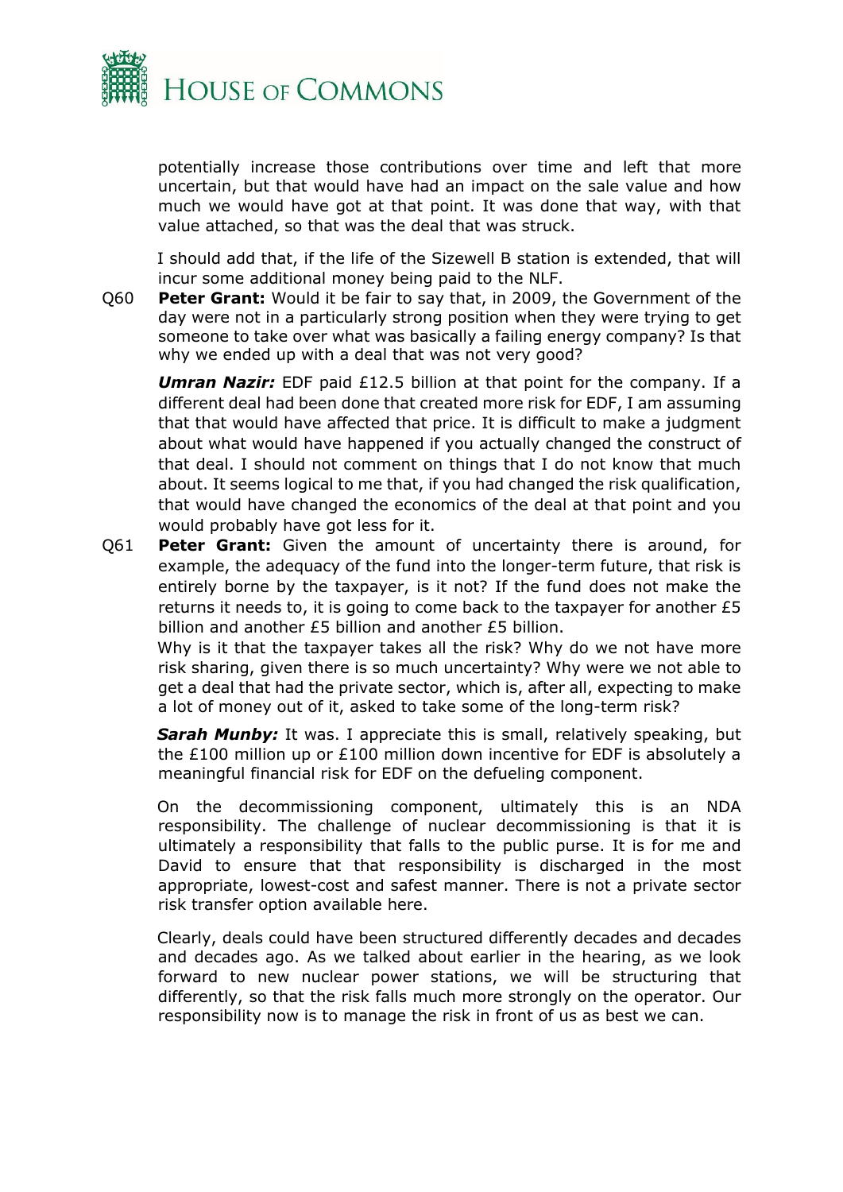potentially increase those contributions over time and left that more uncertain, but that would have had an impact on the sale value and how much we would have got at that point. It was done that way, with that value attached, so that was the deal that was struck.

I should add that, if the life of the Sizewell B station is extended, that will incur some additional money being paid to the NLF.

Q60 **Peter Grant:** Would it be fair to say that, in 2009, the Government of the day were not in a particularly strong position when they were trying to get someone to take over what was basically a failing energy company? Is that why we ended up with a deal that was not very good?

***Umran Nazir:*** EDF paid £12.5 billion at that point for the company. If a different deal had been done that created more risk for EDF, I am assuming that that would have affected that price. It is difficult to make a judgment about what would have happened if you actually changed the construct of that deal. I should not comment on things that I do not know that much about. It seems logical to me that, if you had changed the risk qualification, that would have changed the economics of the deal at that point and you would probably have got less for it.

Q61 **Peter Grant:** Given the amount of uncertainty there is around, for example, the adequacy of the fund into the longer-term future, that risk is entirely borne by the taxpayer, is it not? If the fund does not make the returns it needs to, it is going to come back to the taxpayer for another £5 billion and another £5 billion and another £5 billion.

Why is it that the taxpayer takes all the risk? Why do we not have more risk sharing, given there is so much uncertainty? Why were we not able to get a deal that had the private sector, which is, after all, expecting to make a lot of money out of it, asked to take some of the long-term risk?

***Sarah Munby:*** It was. I appreciate this is small, relatively speaking, but the £100 million up or £100 million down incentive for EDF is absolutely a meaningful financial risk for EDF on the defueling component.

On the decommissioning component, ultimately this is an NDA responsibility. The challenge of nuclear decommissioning is that it is ultimately a responsibility that falls to the public purse. It is for me and David to ensure that that responsibility is discharged in the most appropriate, lowest-cost and safest manner. There is not a private sector risk transfer option available here.

Clearly, deals could have been structured differently decades and decades and decades ago. As we talked about earlier in the hearing, as we look forward to new nuclear power stations, we will be structuring that differently, so that the risk falls much more strongly on the operator. Our responsibility now is to manage the risk in front of us as best we can.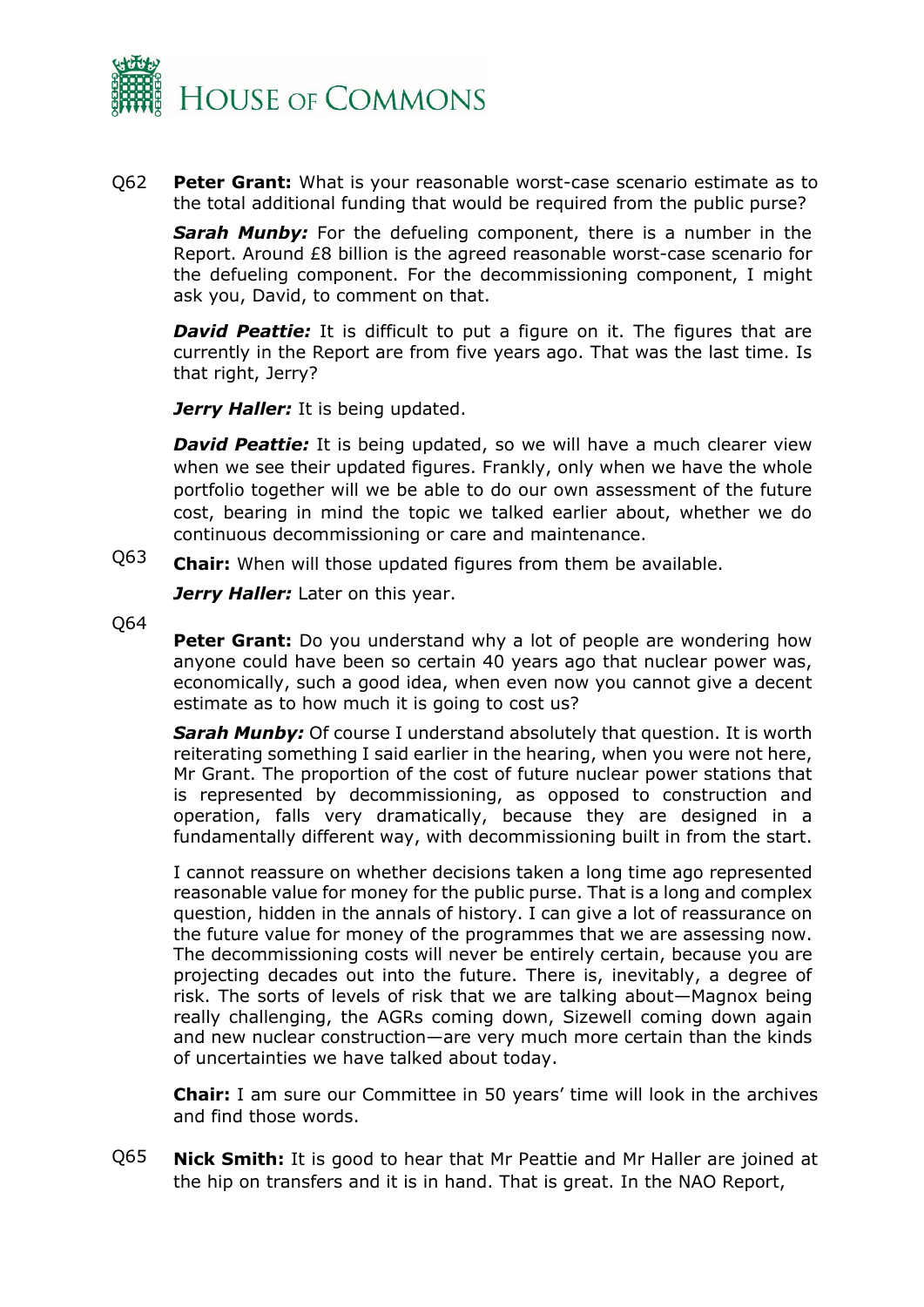Q62 **Peter Grant:** What is your reasonable worst-case scenario estimate as to the total additional funding that would be required from the public purse?

***Sarah Munby:*** For the defueling component, there is a number in the Report. Around £8 billion is the agreed reasonable worst-case scenario for the defueling component. For the decommissioning component, I might ask you, David, to comment on that.

***David Peattie:*** It is difficult to put a figure on it. The figures that are currently in the Report are from five years ago. That was the last time. Is that right, Jerry?

***Jerry Haller:*** It is being updated.

***David Peattie:*** It is being updated, so we will have a much clearer view when we see their updated figures. Frankly, only when we have the whole portfolio together will we be able to do our own assessment of the future cost, bearing in mind the topic we talked earlier about, whether we do continuous decommissioning or care and maintenance.

Q63 **Chair:** When will those updated figures from them be available.

***Jerry Haller:*** Later on this year.

Q64 **Peter Grant:** Do you understand why a lot of people are wondering how anyone could have been so certain 40 years ago that nuclear power was, economically, such a good idea, when even now you cannot give a decent estimate as to how much it is going to cost us?

***Sarah Munby:*** Of course I understand absolutely that question. It is worth reiterating something I said earlier in the hearing, when you were not here, Mr Grant. The proportion of the cost of future nuclear power stations that is represented by decommissioning, as opposed to construction and operation, falls very dramatically, because they are designed in a fundamentally different way, with decommissioning built in from the start.

I cannot reassure on whether decisions taken a long time ago represented reasonable value for money for the public purse. That is a long and complex question, hidden in the annals of history. I can give a lot of reassurance on the future value for money of the programmes that we are assessing now. The decommissioning costs will never be entirely certain, because you are projecting decades out into the future. There is, inevitably, a degree of risk. The sorts of levels of risk that we are talking about—Magnox being really challenging, the AGRs coming down, Sizewell coming down again and new nuclear construction—are very much more certain than the kinds of uncertainties we have talked about today.

**Chair:** I am sure our Committee in 50 years' time will look in the archives and find those words.

Q65 **Nick Smith:** It is good to hear that Mr Peattie and Mr Haller are joined at the hip on transfers and it is in hand. That is great. In the NAO Report,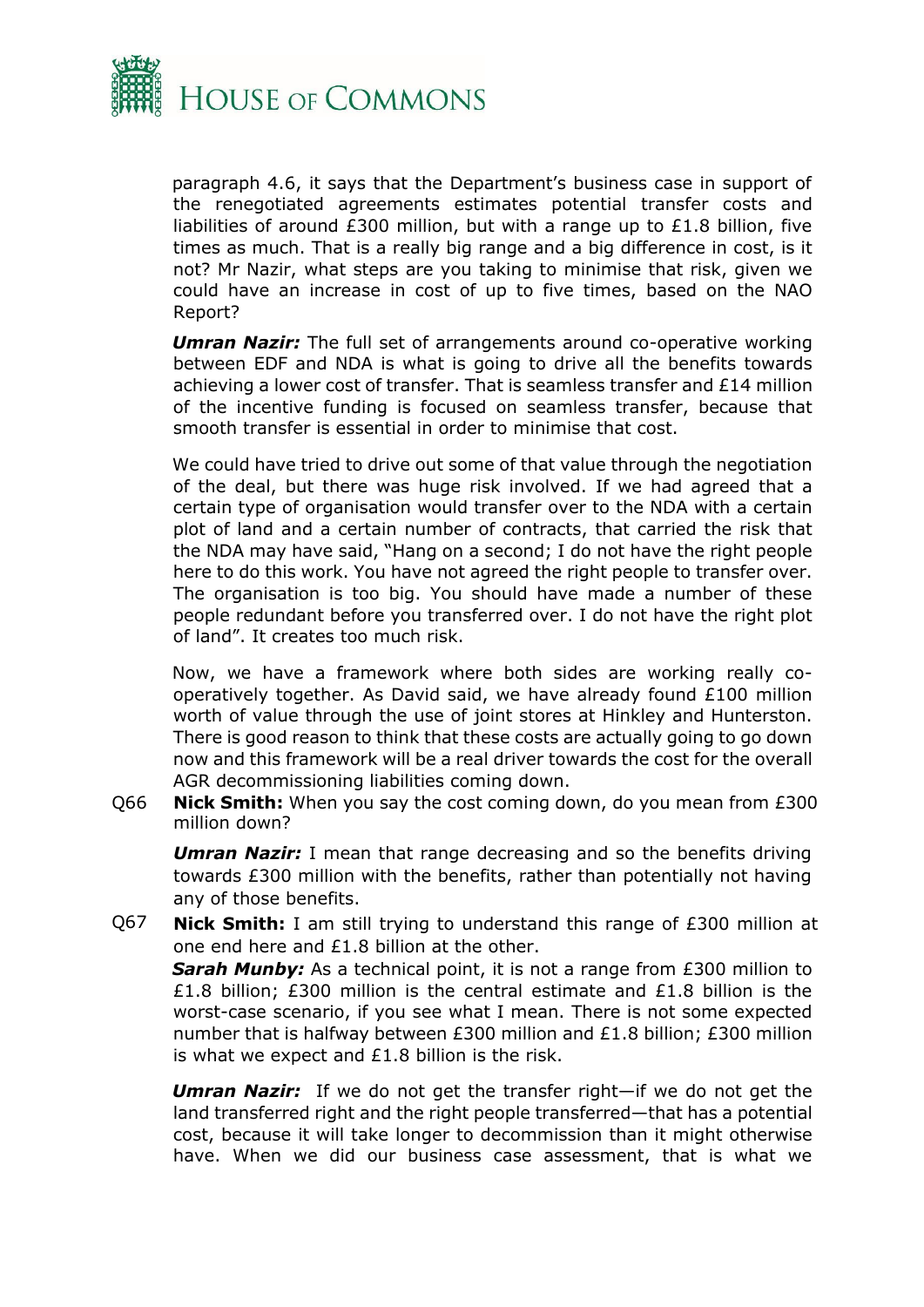paragraph 4.6, it says that the Department's business case in support of the renegotiated agreements estimates potential transfer costs and liabilities of around £300 million, but with a range up to £1.8 billion, five times as much. That is a really big range and a big difference in cost, is it not? Mr Nazir, what steps are you taking to minimise that risk, given we could have an increase in cost of up to five times, based on the NAO Report?

***Umran Nazir:*** The full set of arrangements around co-operative working between EDF and NDA is what is going to drive all the benefits towards achieving a lower cost of transfer. That is seamless transfer and £14 million of the incentive funding is focused on seamless transfer, because that smooth transfer is essential in order to minimise that cost.

We could have tried to drive out some of that value through the negotiation of the deal, but there was huge risk involved. If we had agreed that a certain type of organisation would transfer over to the NDA with a certain plot of land and a certain number of contracts, that carried the risk that the NDA may have said, "Hang on a second; I do not have the right people here to do this work. You have not agreed the right people to transfer over. The organisation is too big. You should have made a number of these people redundant before you transferred over. I do not have the right plot of land". It creates too much risk.

Now, we have a framework where both sides are working really co-operatively together. As David said, we have already found £100 million worth of value through the use of joint stores at Hinkley and Hunterston. There is good reason to think that these costs are actually going to go down now and this framework will be a real driver towards the cost for the overall AGR decommissioning liabilities coming down.

Q66 **Nick Smith:** When you say the cost coming down, do you mean from £300 million down?

***Umran Nazir:*** I mean that range decreasing and so the benefits driving towards £300 million with the benefits, rather than potentially not having any of those benefits.

Q67 **Nick Smith:** I am still trying to understand this range of £300 million at one end here and £1.8 billion at the other.

***Sarah Munby:*** As a technical point, it is not a range from £300 million to £1.8 billion; £300 million is the central estimate and £1.8 billion is the worst-case scenario, if you see what I mean. There is not some expected number that is halfway between £300 million and £1.8 billion; £300 million is what we expect and £1.8 billion is the risk.

***Umran Nazir:*** If we do not get the transfer right—if we do not get the land transferred right and the right people transferred—that has a potential cost, because it will take longer to decommission than it might otherwise have. When we did our business case assessment, that is what we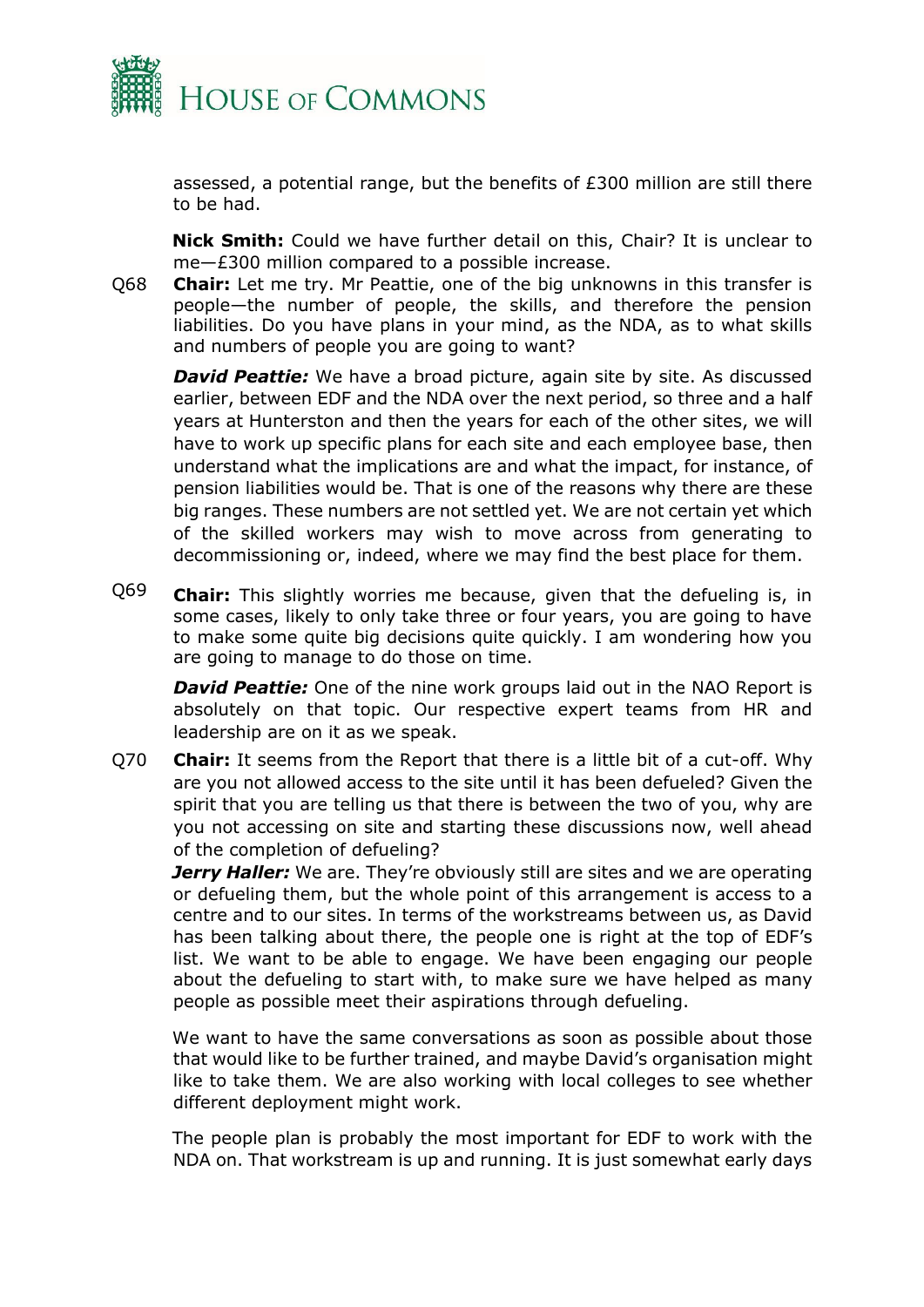assessed, a potential range, but the benefits of £300 million are still there to be had.

**Nick Smith:** Could we have further detail on this, Chair? It is unclear to me—£300 million compared to a possible increase.

Q68 **Chair:** Let me try. Mr Peattie, one of the big unknowns in this transfer is people—the number of people, the skills, and therefore the pension liabilities. Do you have plans in your mind, as the NDA, as to what skills and numbers of people you are going to want?

***David Peattie:*** We have a broad picture, again site by site. As discussed earlier, between EDF and the NDA over the next period, so three and a half years at Hunterston and then the years for each of the other sites, we will have to work up specific plans for each site and each employee base, then understand what the implications are and what the impact, for instance, of pension liabilities would be. That is one of the reasons why there are these big ranges. These numbers are not settled yet. We are not certain yet which of the skilled workers may wish to move across from generating to decommissioning or, indeed, where we may find the best place for them.

Q69 **Chair:** This slightly worries me because, given that the defueling is, in some cases, likely to only take three or four years, you are going to have to make some quite big decisions quite quickly. I am wondering how you are going to manage to do those on time.

***David Peattie:*** One of the nine work groups laid out in the NAO Report is absolutely on that topic. Our respective expert teams from HR and leadership are on it as we speak.

Q70 **Chair:** It seems from the Report that there is a little bit of a cut-off. Why are you not allowed access to the site until it has been defueled? Given the spirit that you are telling us that there is between the two of you, why are you not accessing on site and starting these discussions now, well ahead of the completion of defueling?

***Jerry Haller:*** We are. They're obviously still are sites and we are operating or defueling them, but the whole point of this arrangement is access to a centre and to our sites. In terms of the workstreams between us, as David has been talking about there, the people one is right at the top of EDF's list. We want to be able to engage. We have been engaging our people about the defueling to start with, to make sure we have helped as many people as possible meet their aspirations through defueling.

We want to have the same conversations as soon as possible about those that would like to be further trained, and maybe David's organisation might like to take them. We are also working with local colleges to see whether different deployment might work.

The people plan is probably the most important for EDF to work with the NDA on. That workstream is up and running. It is just somewhat early days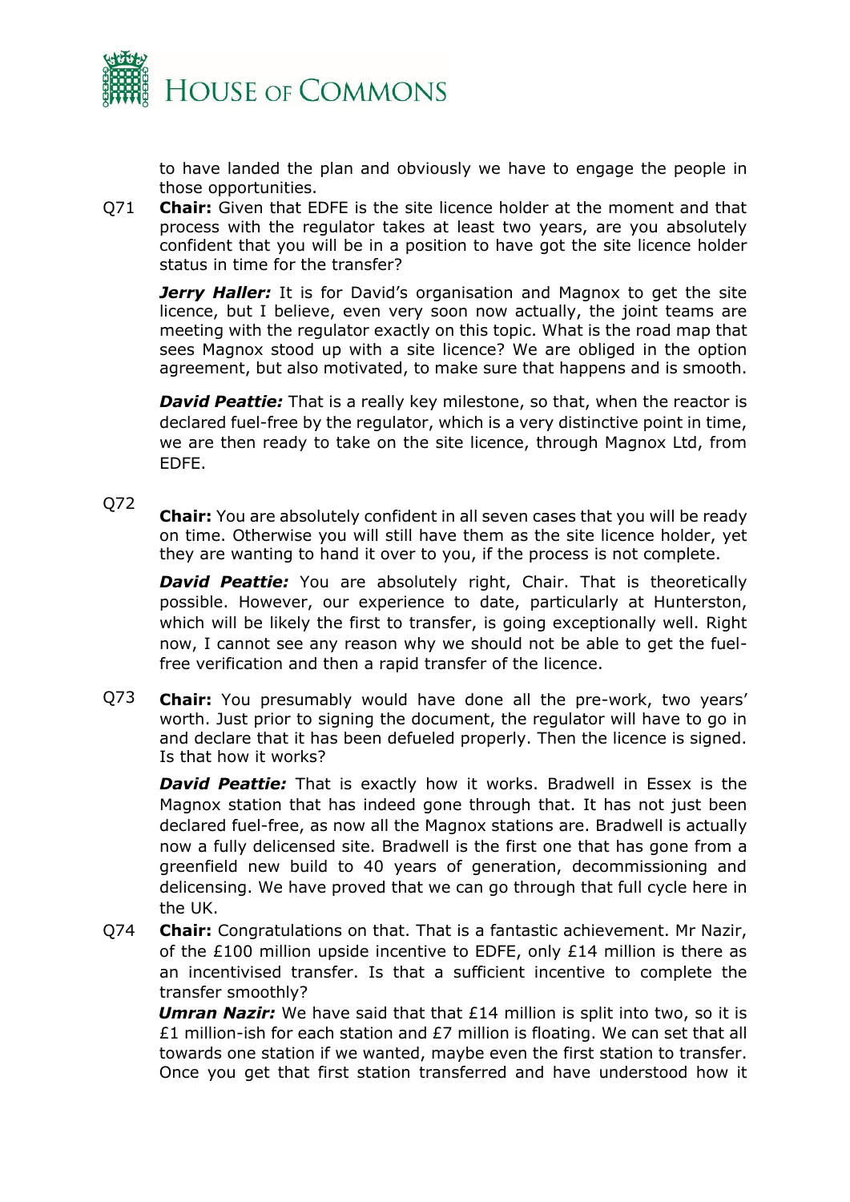to have landed the plan and obviously we have to engage the people in those opportunities.

Q71 **Chair:** Given that EDFE is the site licence holder at the moment and that process with the regulator takes at least two years, are you absolutely confident that you will be in a position to have got the site licence holder status in time for the transfer?

***Jerry Haller:*** It is for David's organisation and Magnox to get the site licence, but I believe, even very soon now actually, the joint teams are meeting with the regulator exactly on this topic. What is the road map that sees Magnox stood up with a site licence? We are obliged in the option agreement, but also motivated, to make sure that happens and is smooth.

***David Peattie:*** That is a really key milestone, so that, when the reactor is declared fuel-free by the regulator, which is a very distinctive point in time, we are then ready to take on the site licence, through Magnox Ltd, from EDFE.

Q72 **Chair:** You are absolutely confident in all seven cases that you will be ready on time. Otherwise you will still have them as the site licence holder, yet they are wanting to hand it over to you, if the process is not complete.

***David Peattie:*** You are absolutely right, Chair. That is theoretically possible. However, our experience to date, particularly at Hunterston, which will be likely the first to transfer, is going exceptionally well. Right now, I cannot see any reason why we should not be able to get the fuel-free verification and then a rapid transfer of the licence.

Q73 **Chair:** You presumably would have done all the pre-work, two years' worth. Just prior to signing the document, the regulator will have to go in and declare that it has been defueled properly. Then the licence is signed. Is that how it works?

***David Peattie:*** That is exactly how it works. Bradwell in Essex is the Magnox station that has indeed gone through that. It has not just been declared fuel-free, as now all the Magnox stations are. Bradwell is actually now a fully delicensed site. Bradwell is the first one that has gone from a greenfield new build to 40 years of generation, decommissioning and delicensing. We have proved that we can go through that full cycle here in the UK.

Q74 **Chair:** Congratulations on that. That is a fantastic achievement. Mr Nazir, of the £100 million upside incentive to EDFE, only £14 million is there as an incentivised transfer. Is that a sufficient incentive to complete the transfer smoothly?

***Umran Nazir:*** We have said that that £14 million is split into two, so it is £1 million-ish for each station and £7 million is floating. We can set that all towards one station if we wanted, maybe even the first station to transfer. Once you get that first station transferred and have understood how it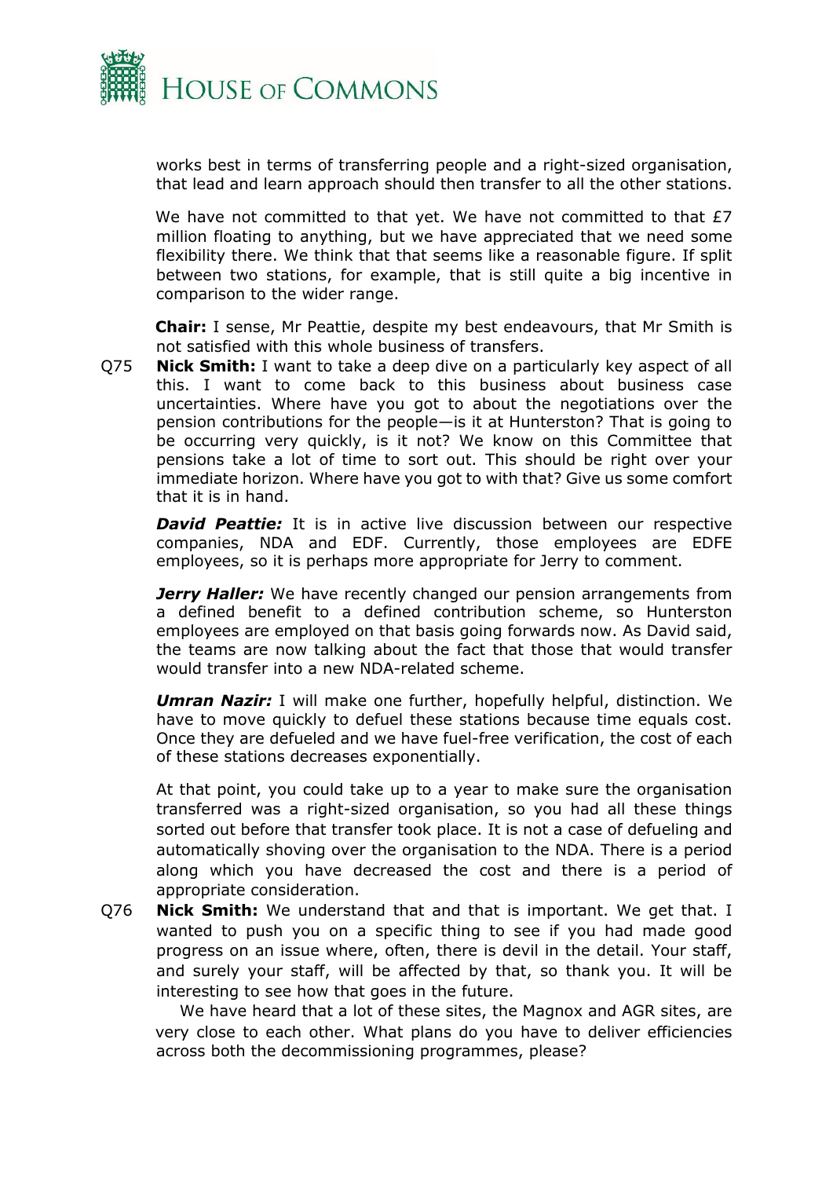works best in terms of transferring people and a right-sized organisation, that lead and learn approach should then transfer to all the other stations.

We have not committed to that yet. We have not committed to that £7 million floating to anything, but we have appreciated that we need some flexibility there. We think that that seems like a reasonable figure. If split between two stations, for example, that is still quite a big incentive in comparison to the wider range.

**Chair:** I sense, Mr Peattie, despite my best endeavours, that Mr Smith is not satisfied with this whole business of transfers.

Q75 **Nick Smith:** I want to take a deep dive on a particularly key aspect of all this. I want to come back to this business about business case uncertainties. Where have you got to about the negotiations over the pension contributions for the people—is it at Hunterston? That is going to be occurring very quickly, is it not? We know on this Committee that pensions take a lot of time to sort out. This should be right over your immediate horizon. Where have you got to with that? Give us some comfort that it is in hand.

***David Peattie:*** It is in active live discussion between our respective companies, NDA and EDF. Currently, those employees are EDFE employees, so it is perhaps more appropriate for Jerry to comment.

***Jerry Haller:*** We have recently changed our pension arrangements from a defined benefit to a defined contribution scheme, so Hunterston employees are employed on that basis going forwards now. As David said, the teams are now talking about the fact that those that would transfer would transfer into a new NDA-related scheme.

***Umran Nazir:*** I will make one further, hopefully helpful, distinction. We have to move quickly to defuel these stations because time equals cost. Once they are defueled and we have fuel-free verification, the cost of each of these stations decreases exponentially.

At that point, you could take up to a year to make sure the organisation transferred was a right-sized organisation, so you had all these things sorted out before that transfer took place. It is not a case of defueling and automatically shoving over the organisation to the NDA. There is a period along which you have decreased the cost and there is a period of appropriate consideration.

Q76 **Nick Smith:** We understand that and that is important. We get that. I wanted to push you on a specific thing to see if you had made good progress on an issue where, often, there is devil in the detail. Your staff, and surely your staff, will be affected by that, so thank you. It will be interesting to see how that goes in the future.

We have heard that a lot of these sites, the Magnox and AGR sites, are very close to each other. What plans do you have to deliver efficiencies across both the decommissioning programmes, please?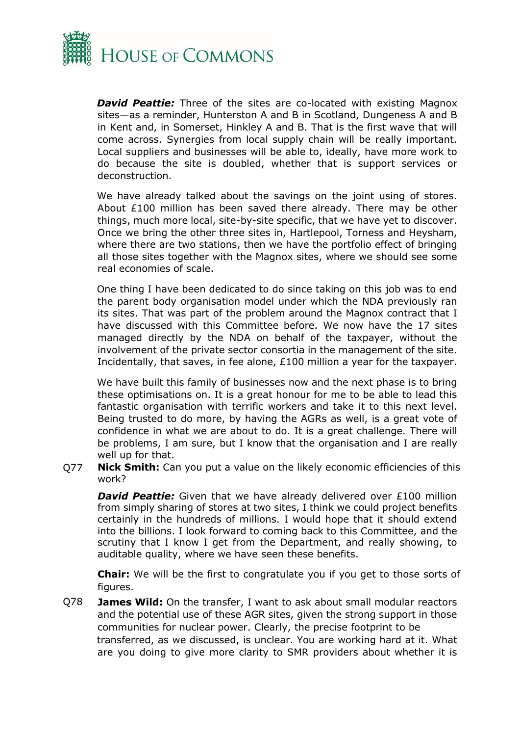***David Peattie:*** Three of the sites are co-located with existing Magnox sites—as a reminder, Hunterston A and B in Scotland, Dungeness A and B in Kent and, in Somerset, Hinkley A and B. That is the first wave that will come across. Synergies from local supply chain will be really important. Local suppliers and businesses will be able to, ideally, have more work to do because the site is doubled, whether that is support services or deconstruction.

We have already talked about the savings on the joint using of stores. About £100 million has been saved there already. There may be other things, much more local, site-by-site specific, that we have yet to discover. Once we bring the other three sites in, Hartlepool, Torness and Heysham, where there are two stations, then we have the portfolio effect of bringing all those sites together with the Magnox sites, where we should see some real economies of scale.

One thing I have been dedicated to do since taking on this job was to end the parent body organisation model under which the NDA previously ran its sites. That was part of the problem around the Magnox contract that I have discussed with this Committee before. We now have the 17 sites managed directly by the NDA on behalf of the taxpayer, without the involvement of the private sector consortia in the management of the site. Incidentally, that saves, in fee alone, £100 million a year for the taxpayer.

We have built this family of businesses now and the next phase is to bring these optimisations on. It is a great honour for me to be able to lead this fantastic organisation with terrific workers and take it to this next level. Being trusted to do more, by having the AGRs as well, is a great vote of confidence in what we are about to do. It is a great challenge. There will be problems, I am sure, but I know that the organisation and I are really well up for that.

Q77 **Nick Smith:** Can you put a value on the likely economic efficiencies of this work?

***David Peattie:*** Given that we have already delivered over £100 million from simply sharing of stores at two sites, I think we could project benefits certainly in the hundreds of millions. I would hope that it should extend into the billions. I look forward to coming back to this Committee, and the scrutiny that I know I get from the Department, and really showing, to auditable quality, where we have seen these benefits.

**Chair:** We will be the first to congratulate you if you get to those sorts of figures.

Q78 **James Wild:** On the transfer, I want to ask about small modular reactors and the potential use of these AGR sites, given the strong support in those communities for nuclear power. Clearly, the precise footprint to be transferred, as we discussed, is unclear. You are working hard at it. What are you doing to give more clarity to SMR providers about whether it is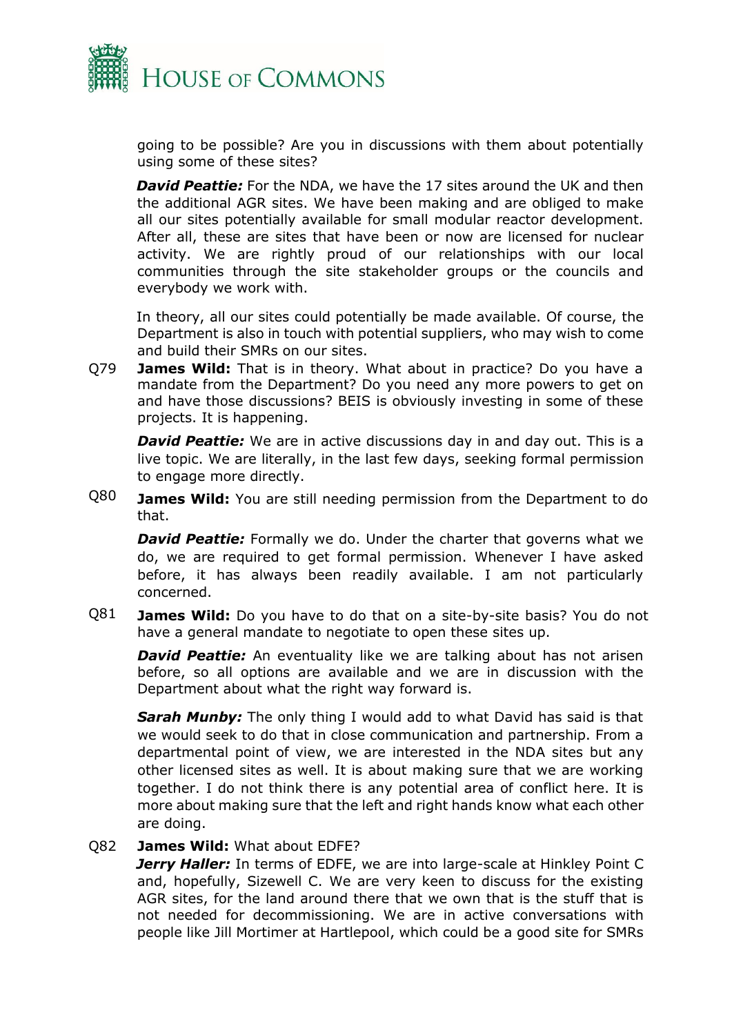going to be possible? Are you in discussions with them about potentially using some of these sites?

***David Peattie:*** For the NDA, we have the 17 sites around the UK and then the additional AGR sites. We have been making and are obliged to make all our sites potentially available for small modular reactor development. After all, these are sites that have been or now are licensed for nuclear activity. We are rightly proud of our relationships with our local communities through the site stakeholder groups or the councils and everybody we work with.

In theory, all our sites could potentially be made available. Of course, the Department is also in touch with potential suppliers, who may wish to come and build their SMRs on our sites.

Q79 **James Wild:** That is in theory. What about in practice? Do you have a mandate from the Department? Do you need any more powers to get on and have those discussions? BEIS is obviously investing in some of these projects. It is happening.

***David Peattie:*** We are in active discussions day in and day out. This is a live topic. We are literally, in the last few days, seeking formal permission to engage more directly.

Q80 **James Wild:** You are still needing permission from the Department to do that.

***David Peattie:*** Formally we do. Under the charter that governs what we do, we are required to get formal permission. Whenever I have asked before, it has always been readily available. I am not particularly concerned.

Q81 **James Wild:** Do you have to do that on a site-by-site basis? You do not have a general mandate to negotiate to open these sites up.

***David Peattie:*** An eventuality like we are talking about has not arisen before, so all options are available and we are in discussion with the Department about what the right way forward is.

***Sarah Munby:*** The only thing I would add to what David has said is that we would seek to do that in close communication and partnership. From a departmental point of view, we are interested in the NDA sites but any other licensed sites as well. It is about making sure that we are working together. I do not think there is any potential area of conflict here. It is more about making sure that the left and right hands know what each other are doing.

Q82 **James Wild:** What about EDFE?

***Jerry Haller:*** In terms of EDFE, we are into large-scale at Hinkley Point C and, hopefully, Sizewell C. We are very keen to discuss for the existing AGR sites, for the land around there that we own that is the stuff that is not needed for decommissioning. We are in active conversations with people like Jill Mortimer at Hartlepool, which could be a good site for SMRs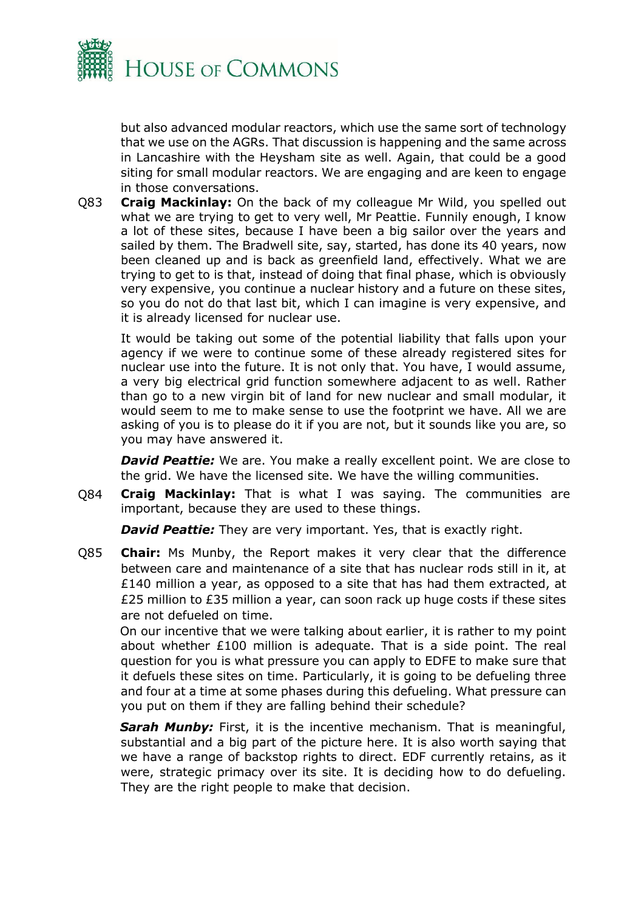but also advanced modular reactors, which use the same sort of technology that we use on the AGRs. That discussion is happening and the same across in Lancashire with the Heysham site as well. Again, that could be a good siting for small modular reactors. We are engaging and are keen to engage in those conversations.

Q83 **Craig Mackinlay:** On the back of my colleague Mr Wild, you spelled out what we are trying to get to very well, Mr Peattie. Funnily enough, I know a lot of these sites, because I have been a big sailor over the years and sailed by them. The Bradwell site, say, started, has done its 40 years, now been cleaned up and is back as greenfield land, effectively. What we are trying to get to is that, instead of doing that final phase, which is obviously very expensive, you continue a nuclear history and a future on these sites, so you do not do that last bit, which I can imagine is very expensive, and it is already licensed for nuclear use.

It would be taking out some of the potential liability that falls upon your agency if we were to continue some of these already registered sites for nuclear use into the future. It is not only that. You have, I would assume, a very big electrical grid function somewhere adjacent to as well. Rather than go to a new virgin bit of land for new nuclear and small modular, it would seem to me to make sense to use the footprint we have. All we are asking of you is to please do it if you are not, but it sounds like you are, so you may have answered it.

***David Peattie:*** We are. You make a really excellent point. We are close to the grid. We have the licensed site. We have the willing communities.

Q84 **Craig Mackinlay:** That is what I was saying. The communities are important, because they are used to these things.

***David Peattie:*** They are very important. Yes, that is exactly right.

Q85 **Chair:** Ms Munby, the Report makes it very clear that the difference between care and maintenance of a site that has nuclear rods still in it, at £140 million a year, as opposed to a site that has had them extracted, at £25 million to £35 million a year, can soon rack up huge costs if these sites are not defueled on time.

On our incentive that we were talking about earlier, it is rather to my point about whether £100 million is adequate. That is a side point. The real question for you is what pressure you can apply to EDFE to make sure that it defuels these sites on time. Particularly, it is going to be defueling three and four at a time at some phases during this defueling. What pressure can you put on them if they are falling behind their schedule?

***Sarah Munby:*** First, it is the incentive mechanism. That is meaningful, substantial and a big part of the picture here. It is also worth saying that we have a range of backstop rights to direct. EDF currently retains, as it were, strategic primacy over its site. It is deciding how to do defueling. They are the right people to make that decision.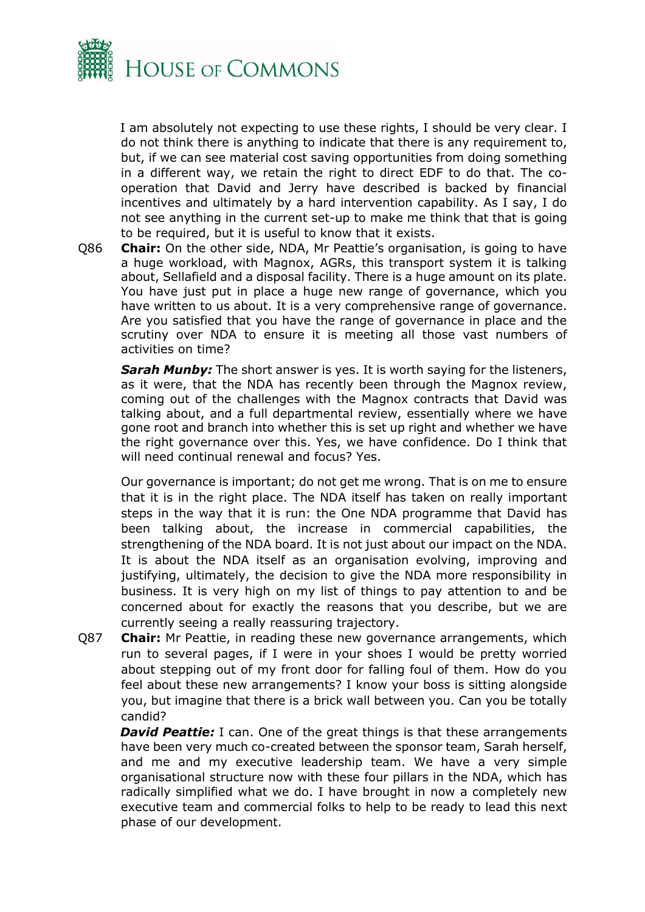I am absolutely not expecting to use these rights, I should be very clear. I do not think there is anything to indicate that there is any requirement to, but, if we can see material cost saving opportunities from doing something in a different way, we retain the right to direct EDF to do that. The co-operation that David and Jerry have described is backed by financial incentives and ultimately by a hard intervention capability. As I say, I do not see anything in the current set-up to make me think that that is going to be required, but it is useful to know that it exists.

Q86 **Chair:** On the other side, NDA, Mr Peattie's organisation, is going to have a huge workload, with Magnox, AGRs, this transport system it is talking about, Sellafield and a disposal facility. There is a huge amount on its plate. You have just put in place a huge new range of governance, which you have written to us about. It is a very comprehensive range of governance. Are you satisfied that you have the range of governance in place and the scrutiny over NDA to ensure it is meeting all those vast numbers of activities on time?

***Sarah Munby:*** The short answer is yes. It is worth saying for the listeners, as it were, that the NDA has recently been through the Magnox review, coming out of the challenges with the Magnox contracts that David was talking about, and a full departmental review, essentially where we have gone root and branch into whether this is set up right and whether we have the right governance over this. Yes, we have confidence. Do I think that will need continual renewal and focus? Yes.

Our governance is important; do not get me wrong. That is on me to ensure that it is in the right place. The NDA itself has taken on really important steps in the way that it is run: the One NDA programme that David has been talking about, the increase in commercial capabilities, the strengthening of the NDA board. It is not just about our impact on the NDA. It is about the NDA itself as an organisation evolving, improving and justifying, ultimately, the decision to give the NDA more responsibility in business. It is very high on my list of things to pay attention to and be concerned about for exactly the reasons that you describe, but we are currently seeing a really reassuring trajectory.

Q87 **Chair:** Mr Peattie, in reading these new governance arrangements, which run to several pages, if I were in your shoes I would be pretty worried about stepping out of my front door for falling foul of them. How do you feel about these new arrangements? I know your boss is sitting alongside you, but imagine that there is a brick wall between you. Can you be totally candid?

***David Peattie:*** I can. One of the great things is that these arrangements have been very much co-created between the sponsor team, Sarah herself, and me and my executive leadership team. We have a very simple organisational structure now with these four pillars in the NDA, which has radically simplified what we do. I have brought in now a completely new executive team and commercial folks to help to be ready to lead this next phase of our development.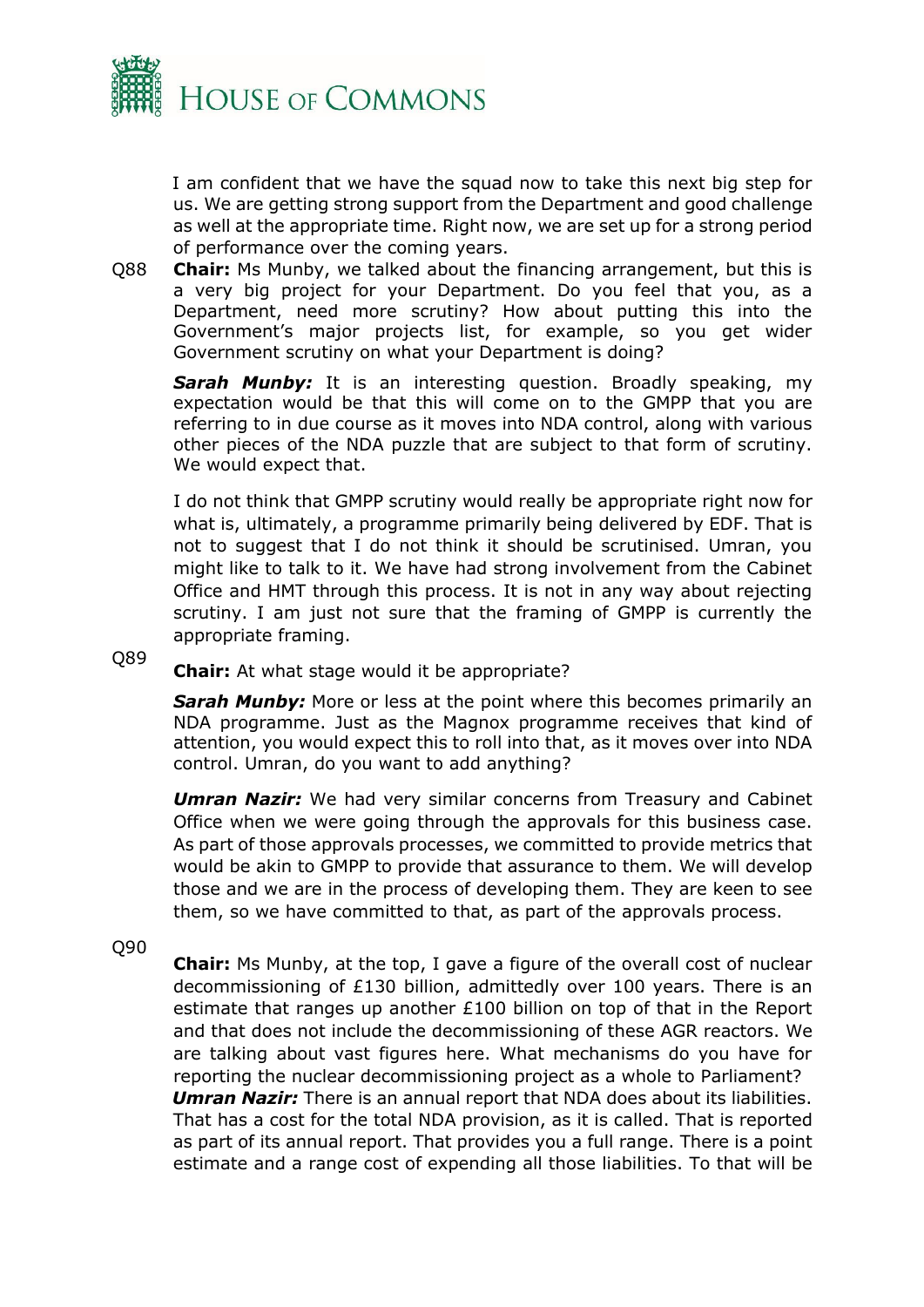I am confident that we have the squad now to take this next big step for us. We are getting strong support from the Department and good challenge as well at the appropriate time. Right now, we are set up for a strong period of performance over the coming years.

Q88 **Chair:** Ms Munby, we talked about the financing arrangement, but this is a very big project for your Department. Do you feel that you, as a Department, need more scrutiny? How about putting this into the Government's major projects list, for example, so you get wider Government scrutiny on what your Department is doing?

***Sarah Munby:*** It is an interesting question. Broadly speaking, my expectation would be that this will come on to the GMPP that you are referring to in due course as it moves into NDA control, along with various other pieces of the NDA puzzle that are subject to that form of scrutiny. We would expect that.

I do not think that GMPP scrutiny would really be appropriate right now for what is, ultimately, a programme primarily being delivered by EDF. That is not to suggest that I do not think it should be scrutinised. Umran, you might like to talk to it. We have had strong involvement from the Cabinet Office and HMT through this process. It is not in any way about rejecting scrutiny. I am just not sure that the framing of GMPP is currently the appropriate framing.

Q89 **Chair:** At what stage would it be appropriate?

***Sarah Munby:*** More or less at the point where this becomes primarily an NDA programme. Just as the Magnox programme receives that kind of attention, you would expect this to roll into that, as it moves over into NDA control. Umran, do you want to add anything?

***Umran Nazir:*** We had very similar concerns from Treasury and Cabinet Office when we were going through the approvals for this business case. As part of those approvals processes, we committed to provide metrics that would be akin to GMPP to provide that assurance to them. We will develop those and we are in the process of developing them. They are keen to see them, so we have committed to that, as part of the approvals process.

Q90 **Chair:** Ms Munby, at the top, I gave a figure of the overall cost of nuclear decommissioning of £130 billion, admittedly over 100 years. There is an estimate that ranges up another £100 billion on top of that in the Report and that does not include the decommissioning of these AGR reactors. We are talking about vast figures here. What mechanisms do you have for reporting the nuclear decommissioning project as a whole to Parliament?

***Umran Nazir:*** There is an annual report that NDA does about its liabilities. That has a cost for the total NDA provision, as it is called. That is reported as part of its annual report. That provides you a full range. There is a point estimate and a range cost of expending all those liabilities. To that will be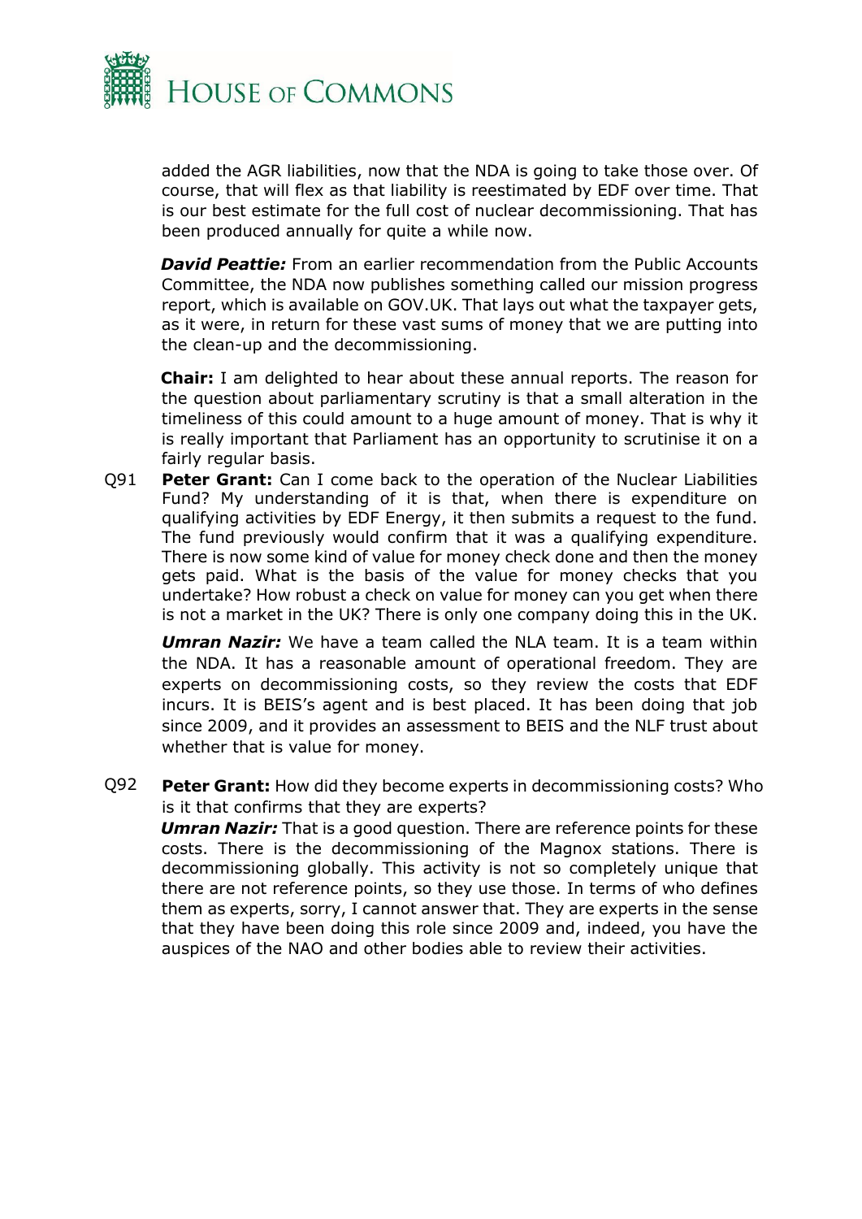added the AGR liabilities, now that the NDA is going to take those over. Of course, that will flex as that liability is reestimated by EDF over time. That is our best estimate for the full cost of nuclear decommissioning. That has been produced annually for quite a while now.

***David Peattie:*** From an earlier recommendation from the Public Accounts Committee, the NDA now publishes something called our mission progress report, which is available on GOV.UK. That lays out what the taxpayer gets, as it were, in return for these vast sums of money that we are putting into the clean-up and the decommissioning.

**Chair:** I am delighted to hear about these annual reports. The reason for the question about parliamentary scrutiny is that a small alteration in the timeliness of this could amount to a huge amount of money. That is why it is really important that Parliament has an opportunity to scrutinise it on a fairly regular basis.

Q91 **Peter Grant:** Can I come back to the operation of the Nuclear Liabilities Fund? My understanding of it is that, when there is expenditure on qualifying activities by EDF Energy, it then submits a request to the fund. The fund previously would confirm that it was a qualifying expenditure. There is now some kind of value for money check done and then the money gets paid. What is the basis of the value for money checks that you undertake? How robust a check on value for money can you get when there is not a market in the UK? There is only one company doing this in the UK.

***Umran Nazir:*** We have a team called the NLA team. It is a team within the NDA. It has a reasonable amount of operational freedom. They are experts on decommissioning costs, so they review the costs that EDF incurs. It is BEIS's agent and is best placed. It has been doing that job since 2009, and it provides an assessment to BEIS and the NLF trust about whether that is value for money.

Q92 **Peter Grant:** How did they become experts in decommissioning costs? Who is it that confirms that they are experts?

***Umran Nazir:*** That is a good question. There are reference points for these costs. There is the decommissioning of the Magnox stations. There is decommissioning globally. This activity is not so completely unique that there are not reference points, so they use those. In terms of who defines them as experts, sorry, I cannot answer that. They are experts in the sense that they have been doing this role since 2009 and, indeed, you have the auspices of the NAO and other bodies able to review their activities.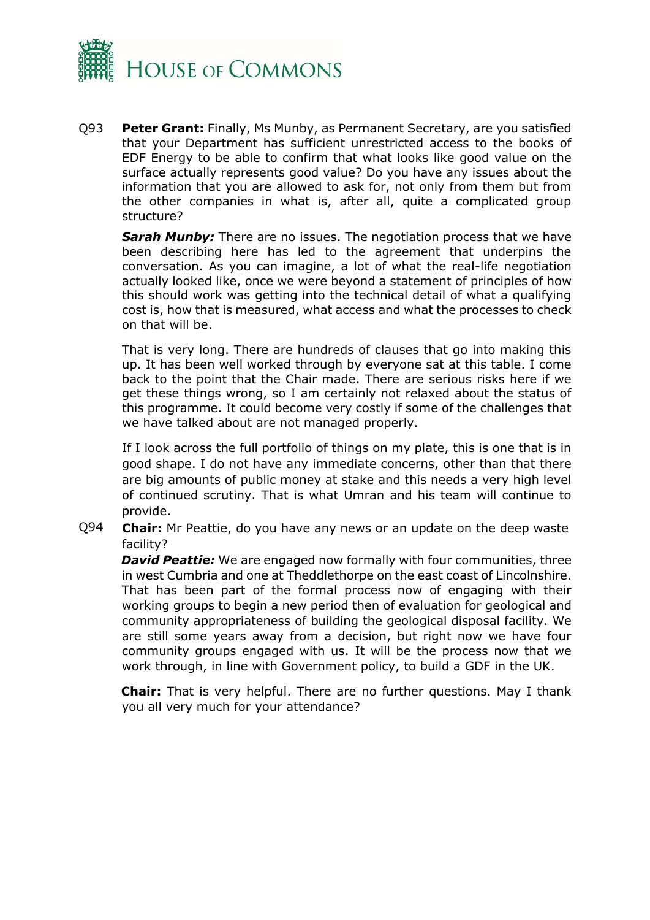Q93 **Peter Grant:** Finally, Ms Munby, as Permanent Secretary, are you satisfied that your Department has sufficient unrestricted access to the books of EDF Energy to be able to confirm that what looks like good value on the surface actually represents good value? Do you have any issues about the information that you are allowed to ask for, not only from them but from the other companies in what is, after all, quite a complicated group structure?

***Sarah Munby:*** There are no issues. The negotiation process that we have been describing here has led to the agreement that underpins the conversation. As you can imagine, a lot of what the real-life negotiation actually looked like, once we were beyond a statement of principles of how this should work was getting into the technical detail of what a qualifying cost is, how that is measured, what access and what the processes to check on that will be.

That is very long. There are hundreds of clauses that go into making this up. It has been well worked through by everyone sat at this table. I come back to the point that the Chair made. There are serious risks here if we get these things wrong, so I am certainly not relaxed about the status of this programme. It could become very costly if some of the challenges that we have talked about are not managed properly.

If I look across the full portfolio of things on my plate, this is one that is in good shape. I do not have any immediate concerns, other than that there are big amounts of public money at stake and this needs a very high level of continued scrutiny. That is what Umran and his team will continue to provide.

Q94 **Chair:** Mr Peattie, do you have any news or an update on the deep waste facility?

***David Peattie:*** We are engaged now formally with four communities, three in west Cumbria and one at Theddlethorpe on the east coast of Lincolnshire. That has been part of the formal process now of engaging with their working groups to begin a new period then of evaluation for geological and community appropriateness of building the geological disposal facility. We are still some years away from a decision, but right now we have four community groups engaged with us. It will be the process now that we work through, in line with Government policy, to build a GDF in the UK.

**Chair:** That is very helpful. There are no further questions. May I thank you all very much for your attendance?